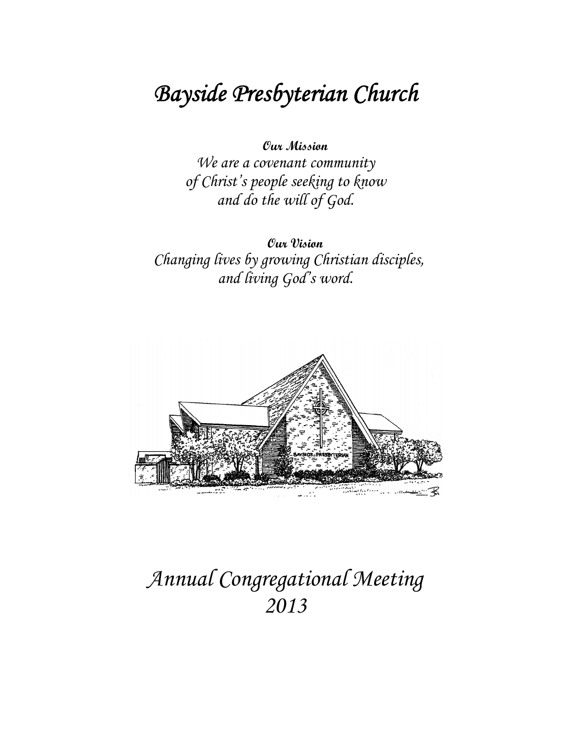# *Bayside Presbyterian Church*

***Our Mission***

*We are a covenant community*
*of Christ's people seeking to know*
*and do the will of God.*

***Our Vision***

*Changing lives by growing Christian disciples,*
*and living God's word.*

# *Annual Congregational Meeting*
# *2013*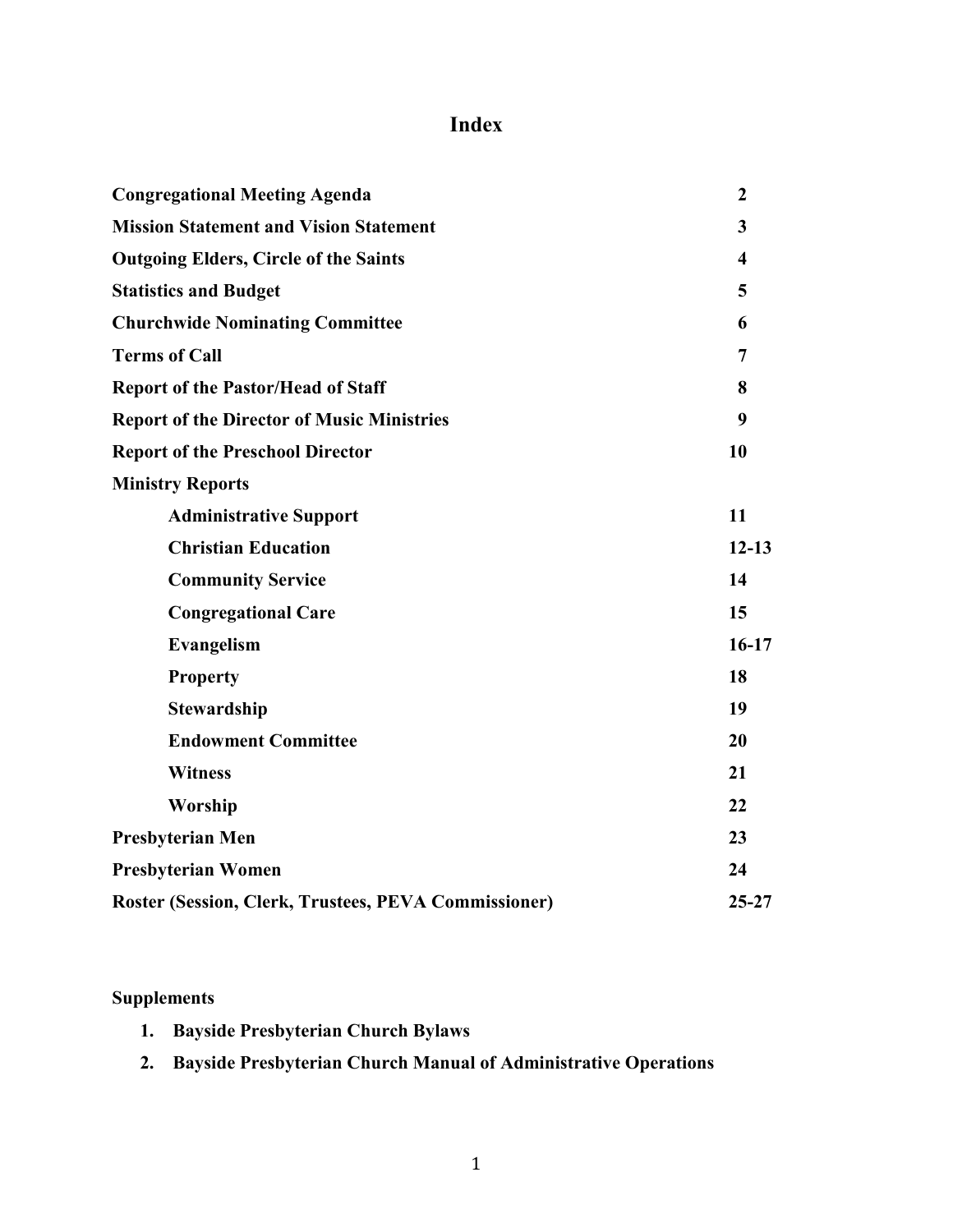# Index

| | |
|---|---|
| **Congregational Meeting Agenda** | **2** |
| **Mission Statement and Vision Statement** | **3** |
| **Outgoing Elders, Circle of the Saints** | **4** |
| **Statistics and Budget** | **5** |
| **Churchwide Nominating Committee** | **6** |
| **Terms of Call** | **7** |
| **Report of the Pastor/Head of Staff** | **8** |
| **Report of the Director of Music Ministries** | **9** |
| **Report of the Preschool Director** | **10** |
| **Ministry Reports** | |
| **Administrative Support** | **11** |
| **Christian Education** | **12-13** |
| **Community Service** | **14** |
| **Congregational Care** | **15** |
| **Evangelism** | **16-17** |
| **Property** | **18** |
| **Stewardship** | **19** |
| **Endowment Committee** | **20** |
| **Witness** | **21** |
| **Worship** | **22** |
| **Presbyterian Men** | **23** |
| **Presbyterian Women** | **24** |
| **Roster (Session, Clerk, Trustees, PEVA Commissioner)** | **25-27** |

**Supplements**

1. **Bayside Presbyterian Church Bylaws**
2. **Bayside Presbyterian Church Manual of Administrative Operations**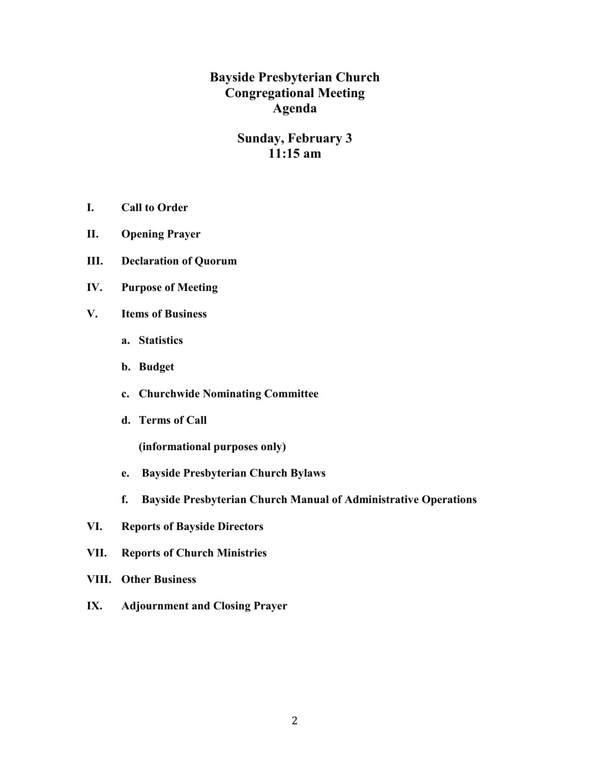# Bayside Presbyterian Church
# Congregational Meeting
# Agenda

## Sunday, February 3
## 11:15 am

**I. Call to Order**

**II. Opening Prayer**

**III. Declaration of Quorum**

**IV. Purpose of Meeting**

**V. Items of Business**

- **a. Statistics**
- **b. Budget**
- **c. Churchwide Nominating Committee**
- **d. Terms of Call**

  **(informational purposes only)**
- **e. Bayside Presbyterian Church Bylaws**
- **f. Bayside Presbyterian Church Manual of Administrative Operations**

**VI. Reports of Bayside Directors**

**VII. Reports of Church Ministries**

**VIII. Other Business**

**IX. Adjournment and Closing Prayer**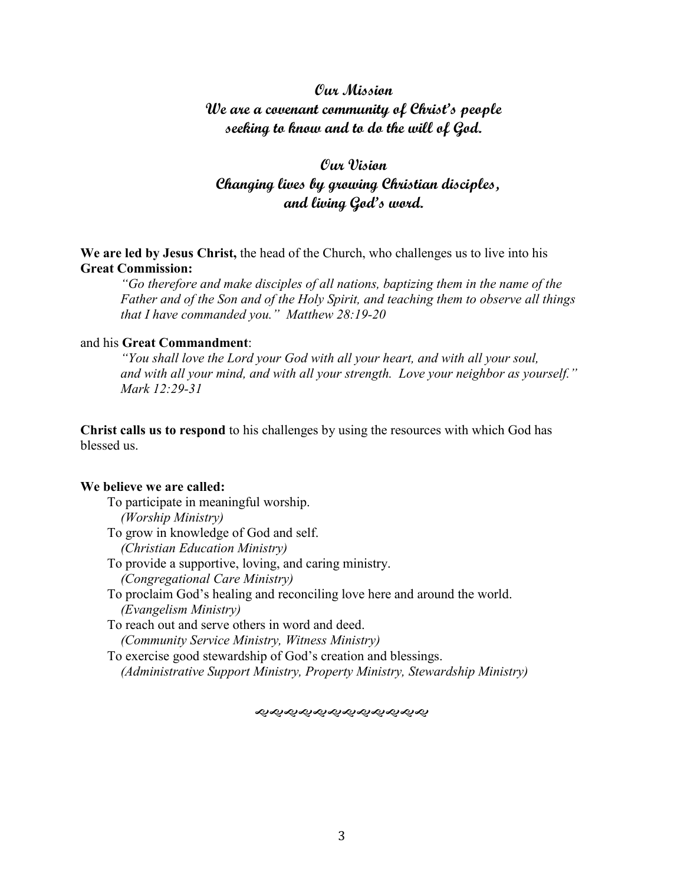## Our Mission

**We are a covenant community of Christ's people seeking to know and to do the will of God.**

## Our Vision

**Changing lives by growing Christian disciples, and living God's word.**

**We are led by Jesus Christ,** the head of the Church, who challenges us to live into his **Great Commission:**

> *"Go therefore and make disciples of all nations, baptizing them in the name of the Father and of the Son and of the Holy Spirit, and teaching them to observe all things that I have commanded you." Matthew 28:19-20*

and his **Great Commandment**:

> *"You shall love the Lord your God with all your heart, and with all your soul, and with all your mind, and with all your strength. Love your neighbor as yourself." Mark 12:29-31*

**Christ calls us to respond** to his challenges by using the resources with which God has blessed us.

**We believe we are called:**

To participate in meaningful worship.
*(Worship Ministry)*

To grow in knowledge of God and self.
*(Christian Education Ministry)*

To provide a supportive, loving, and caring ministry.
*(Congregational Care Ministry)*

To proclaim God's healing and reconciling love here and around the world.
*(Evangelism Ministry)*

To reach out and serve others in word and deed.
*(Community Service Ministry, Witness Ministry)*

To exercise good stewardship of God's creation and blessings.
*(Administrative Support Ministry, Property Ministry, Stewardship Ministry)*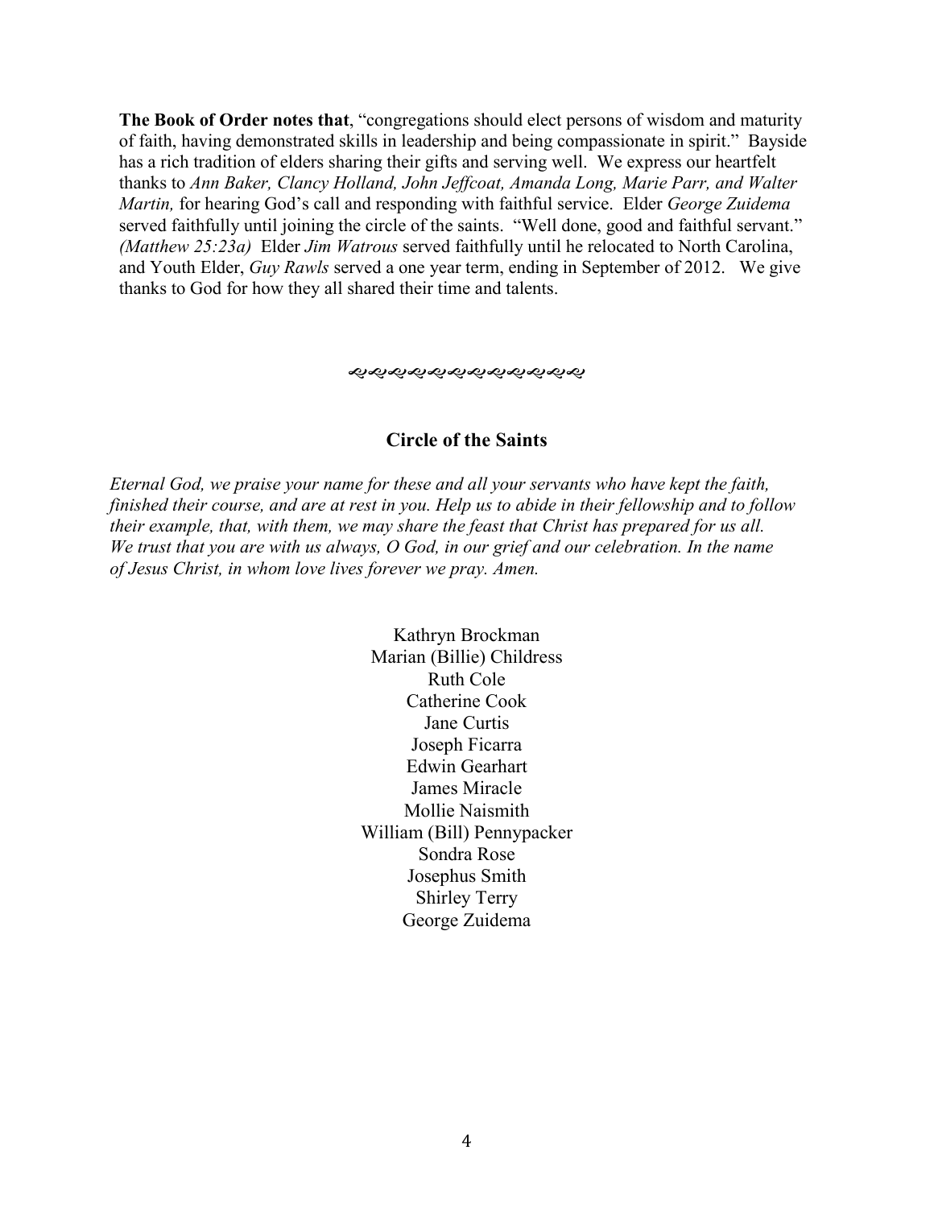**The Book of Order notes that**, “congregations should elect persons of wisdom and maturity of faith, having demonstrated skills in leadership and being compassionate in spirit.” Bayside has a rich tradition of elders sharing their gifts and serving well. We express our heartfelt thanks to *Ann Baker, Clancy Holland, John Jeffcoat, Amanda Long, Marie Parr, and Walter Martin,* for hearing God’s call and responding with faithful service. Elder *George Zuidema* served faithfully until joining the circle of the saints. “Well done, good and faithful servant.” *(Matthew 25:23a)* Elder *Jim Watrous* served faithfully until he relocated to North Carolina, and Youth Elder, *Guy Rawls* served a one year term, ending in September of 2012. We give thanks to God for how they all shared their time and talents.

## Circle of the Saints

*Eternal God, we praise your name for these and all your servants who have kept the faith, finished their course, and are at rest in you. Help us to abide in their fellowship and to follow their example, that, with them, we may share the feast that Christ has prepared for us all. We trust that you are with us always, O God, in our grief and our celebration. In the name of Jesus Christ, in whom love lives forever we pray. Amen.*

Kathryn Brockman
Marian (Billie) Childress
Ruth Cole
Catherine Cook
Jane Curtis
Joseph Ficarra
Edwin Gearhart
James Miracle
Mollie Naismith
William (Bill) Pennypacker
Sondra Rose
Josephus Smith
Shirley Terry
George Zuidema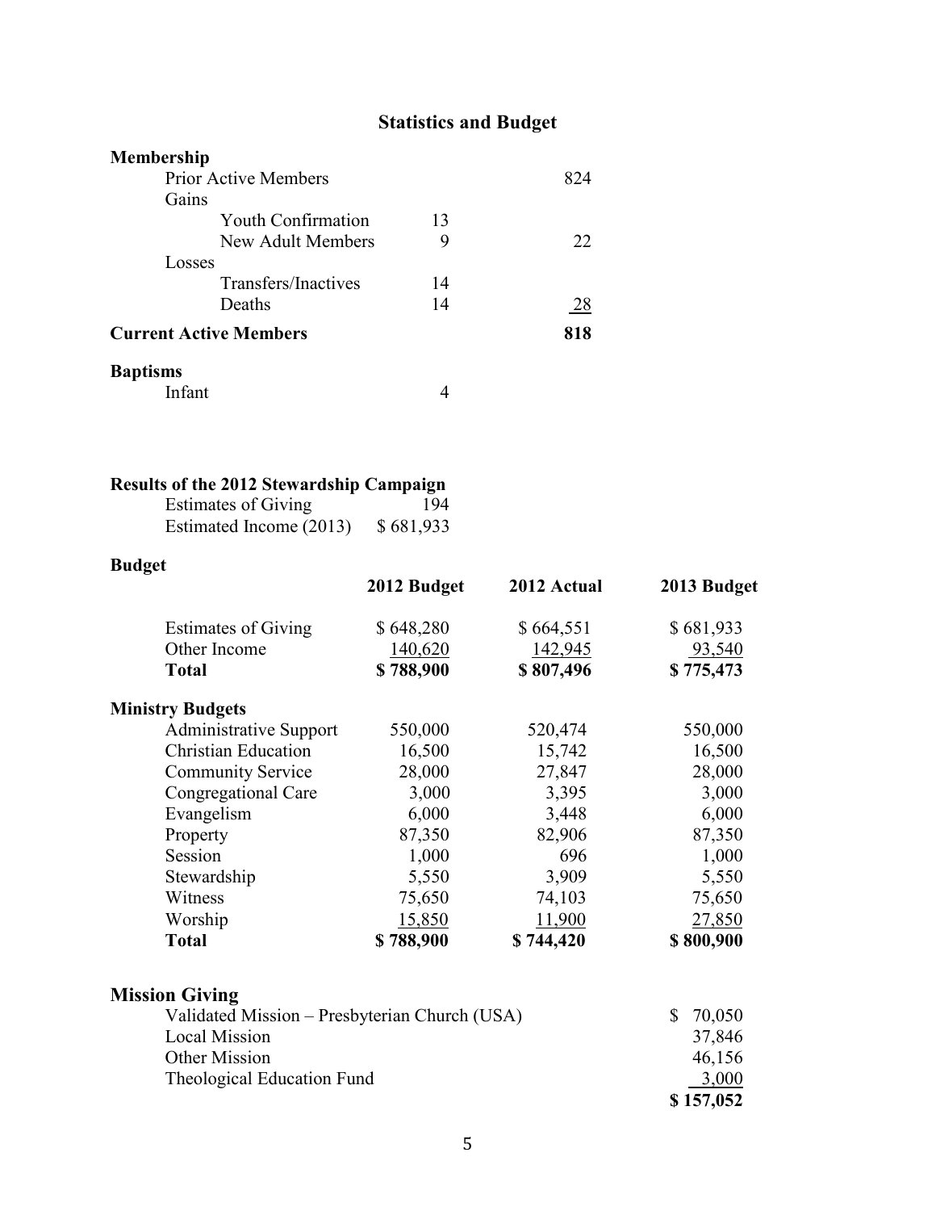# Statistics and Budget

## Membership

| | | |
|---|---|---|
| Prior Active Members | | 824 |
| Gains | | |
| Youth Confirmation | 13 | |
| New Adult Members | 9 | 22 |
| Losses | | |
| Transfers/Inactives | 14 | |
| Deaths | 14 | 28 |
| **Current Active Members** | | **818** |

## Baptisms

| | |
|---|---|
| Infant | 4 |

## Results of the 2012 Stewardship Campaign

| | |
|---|---|
| Estimates of Giving | 194 |
| Estimated Income (2013) | $ 681,933 |

## Budget

| | 2012 Budget | 2012 Actual | 2013 Budget |
|---|---|---|---|
| Estimates of Giving | $ 648,280 | $ 664,551 | $ 681,933 |
| Other Income | 140,620 | 142,945 | 93,540 |
| **Total** | **$ 788,900** | **$ 807,496** | **$ 775,473** |
| **Ministry Budgets** | | | |
| Administrative Support | 550,000 | 520,474 | 550,000 |
| Christian Education | 16,500 | 15,742 | 16,500 |
| Community Service | 28,000 | 27,847 | 28,000 |
| Congregational Care | 3,000 | 3,395 | 3,000 |
| Evangelism | 6,000 | 3,448 | 6,000 |
| Property | 87,350 | 82,906 | 87,350 |
| Session | 1,000 | 696 | 1,000 |
| Stewardship | 5,550 | 3,909 | 5,550 |
| Witness | 75,650 | 74,103 | 75,650 |
| Worship | 15,850 | 11,900 | 27,850 |
| **Total** | **$ 788,900** | **$ 744,420** | **$ 800,900** |

## Mission Giving

| | |
|---|---|
| Validated Mission – Presbyterian Church (USA) | $ 70,050 |
| Local Mission | 37,846 |
| Other Mission | 46,156 |
| Theological Education Fund | 3,000 |
| | **$ 157,052** |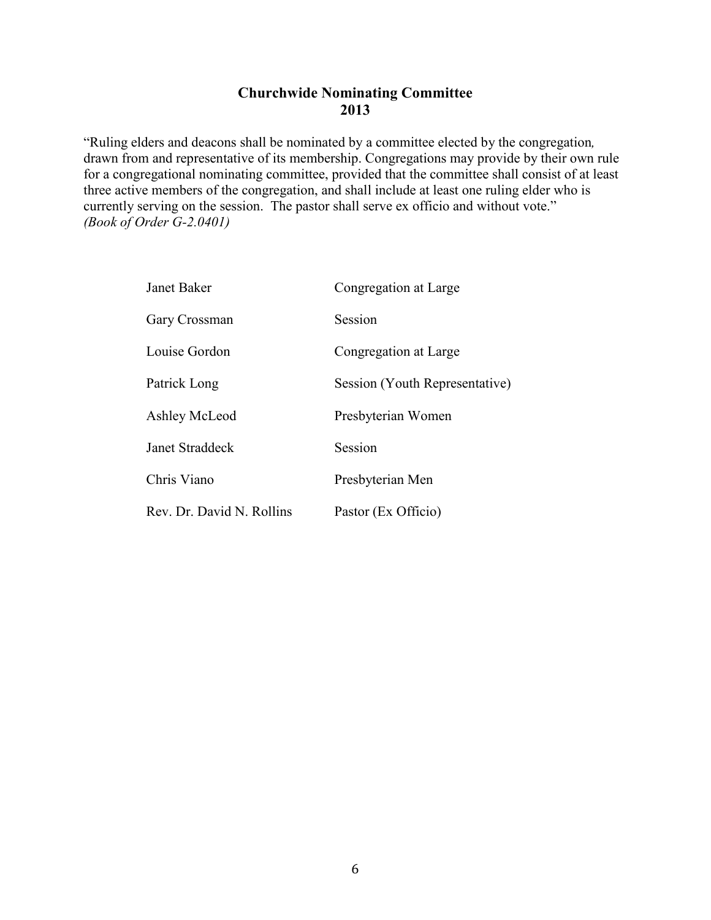## Churchwide Nominating Committee
## 2013

"Ruling elders and deacons shall be nominated by a committee elected by the congregation*,* drawn from and representative of its membership. Congregations may provide by their own rule for a congregational nominating committee, provided that the committee shall consist of at least three active members of the congregation, and shall include at least one ruling elder who is currently serving on the session. The pastor shall serve ex officio and without vote."
*(Book of Order G-2.0401)*

| | |
|---|---|
| Janet Baker | Congregation at Large |
| Gary Crossman | Session |
| Louise Gordon | Congregation at Large |
| Patrick Long | Session (Youth Representative) |
| Ashley McLeod | Presbyterian Women |
| Janet Straddeck | Session |
| Chris Viano | Presbyterian Men |
| Rev. Dr. David N. Rollins | Pastor (Ex Officio) |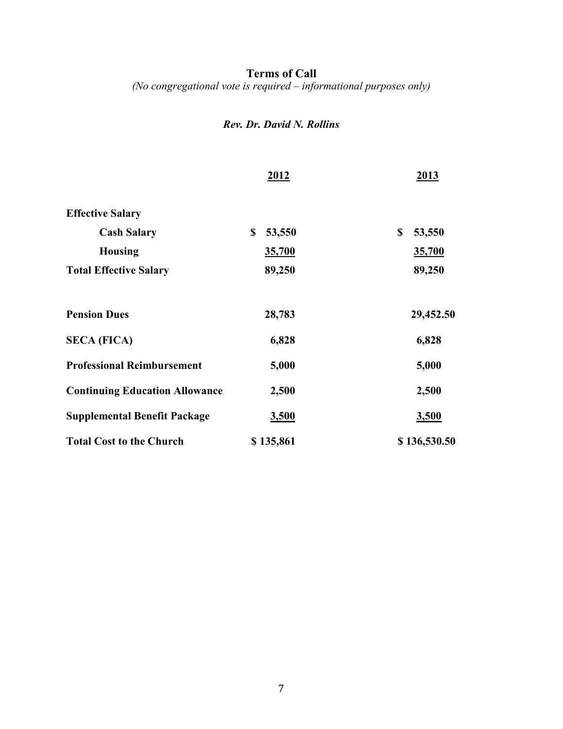# Terms of Call

*(No congregational vote is required – informational purposes only)*

***Rev. Dr. David N. Rollins***

| | 2012 | 2013 |
|---|---|---|
| **Effective Salary** | | |
| **Cash Salary** | **$ 53,550** | **$ 53,550** |
| **Housing** | **35,700** | **35,700** |
| **Total Effective Salary** | **89,250** | **89,250** |
| **Pension Dues** | **28,783** | **29,452.50** |
| **SECA (FICA)** | **6,828** | **6,828** |
| **Professional Reimbursement** | **5,000** | **5,000** |
| **Continuing Education Allowance** | **2,500** | **2,500** |
| **Supplemental Benefit Package** | **3,500** | **3,500** |
| **Total Cost to the Church** | **$ 135,861** | **$ 136,530.50** |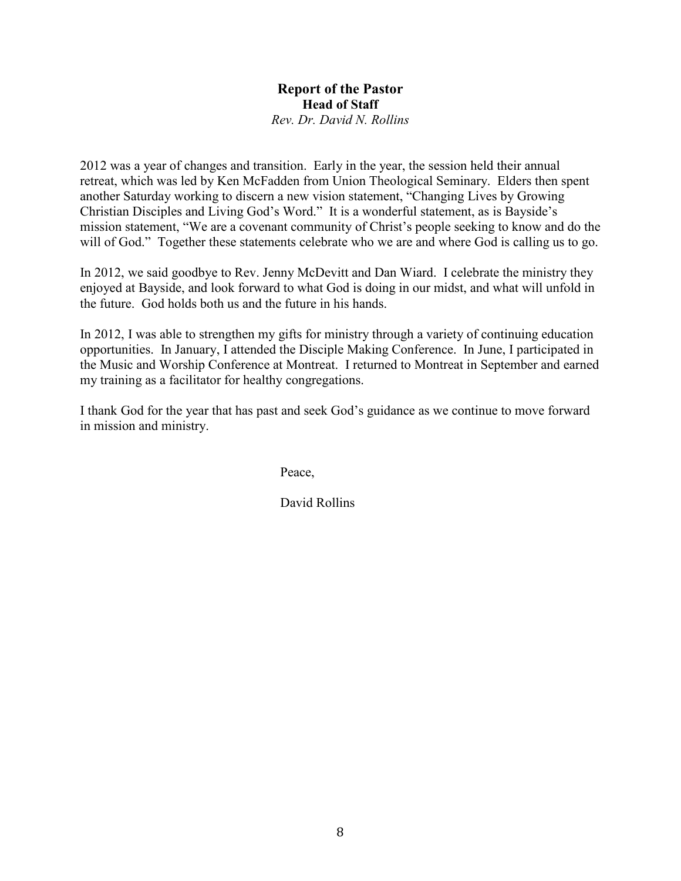## Report of the Pastor

### Head of Staff

*Rev. Dr. David N. Rollins*

2012 was a year of changes and transition. Early in the year, the session held their annual retreat, which was led by Ken McFadden from Union Theological Seminary. Elders then spent another Saturday working to discern a new vision statement, "Changing Lives by Growing Christian Disciples and Living God's Word." It is a wonderful statement, as is Bayside's mission statement, "We are a covenant community of Christ's people seeking to know and do the will of God." Together these statements celebrate who we are and where God is calling us to go.

In 2012, we said goodbye to Rev. Jenny McDevitt and Dan Wiard. I celebrate the ministry they enjoyed at Bayside, and look forward to what God is doing in our midst, and what will unfold in the future. God holds both us and the future in his hands.

In 2012, I was able to strengthen my gifts for ministry through a variety of continuing education opportunities. In January, I attended the Disciple Making Conference. In June, I participated in the Music and Worship Conference at Montreat. I returned to Montreat in September and earned my training as a facilitator for healthy congregations.

I thank God for the year that has past and seek God's guidance as we continue to move forward in mission and ministry.

Peace,

David Rollins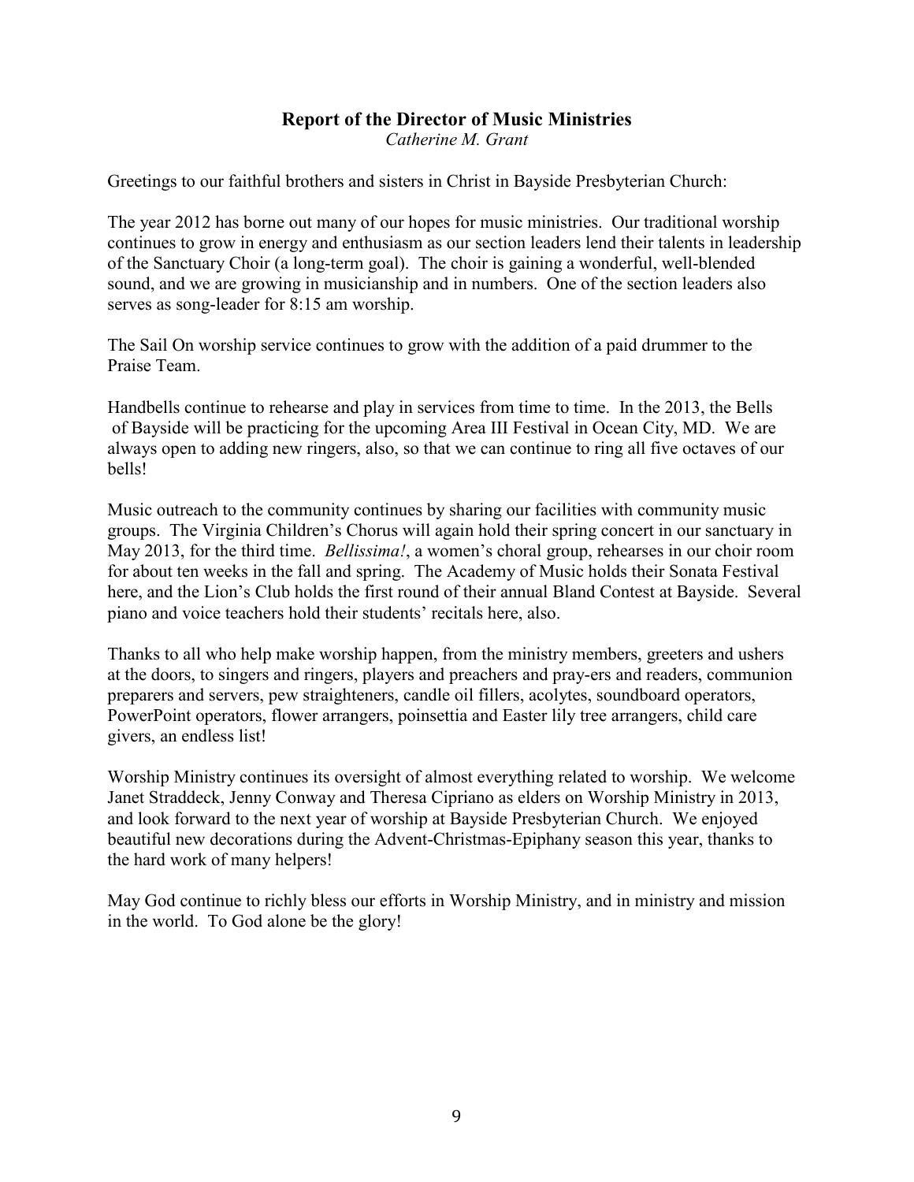## Report of the Director of Music Ministries

*Catherine M. Grant*

Greetings to our faithful brothers and sisters in Christ in Bayside Presbyterian Church:

The year 2012 has borne out many of our hopes for music ministries. Our traditional worship continues to grow in energy and enthusiasm as our section leaders lend their talents in leadership of the Sanctuary Choir (a long-term goal). The choir is gaining a wonderful, well-blended sound, and we are growing in musicianship and in numbers. One of the section leaders also serves as song-leader for 8:15 am worship.

The Sail On worship service continues to grow with the addition of a paid drummer to the Praise Team.

Handbells continue to rehearse and play in services from time to time. In the 2013, the Bells of Bayside will be practicing for the upcoming Area III Festival in Ocean City, MD. We are always open to adding new ringers, also, so that we can continue to ring all five octaves of our bells!

Music outreach to the community continues by sharing our facilities with community music groups. The Virginia Children's Chorus will again hold their spring concert in our sanctuary in May 2013, for the third time. *Bellissima!*, a women's choral group, rehearses in our choir room for about ten weeks in the fall and spring. The Academy of Music holds their Sonata Festival here, and the Lion's Club holds the first round of their annual Bland Contest at Bayside. Several piano and voice teachers hold their students' recitals here, also.

Thanks to all who help make worship happen, from the ministry members, greeters and ushers at the doors, to singers and ringers, players and preachers and pray-ers and readers, communion preparers and servers, pew straighteners, candle oil fillers, acolytes, soundboard operators, PowerPoint operators, flower arrangers, poinsettia and Easter lily tree arrangers, child care givers, an endless list!

Worship Ministry continues its oversight of almost everything related to worship. We welcome Janet Straddeck, Jenny Conway and Theresa Cipriano as elders on Worship Ministry in 2013, and look forward to the next year of worship at Bayside Presbyterian Church. We enjoyed beautiful new decorations during the Advent-Christmas-Epiphany season this year, thanks to the hard work of many helpers!

May God continue to richly bless our efforts in Worship Ministry, and in ministry and mission in the world. To God alone be the glory!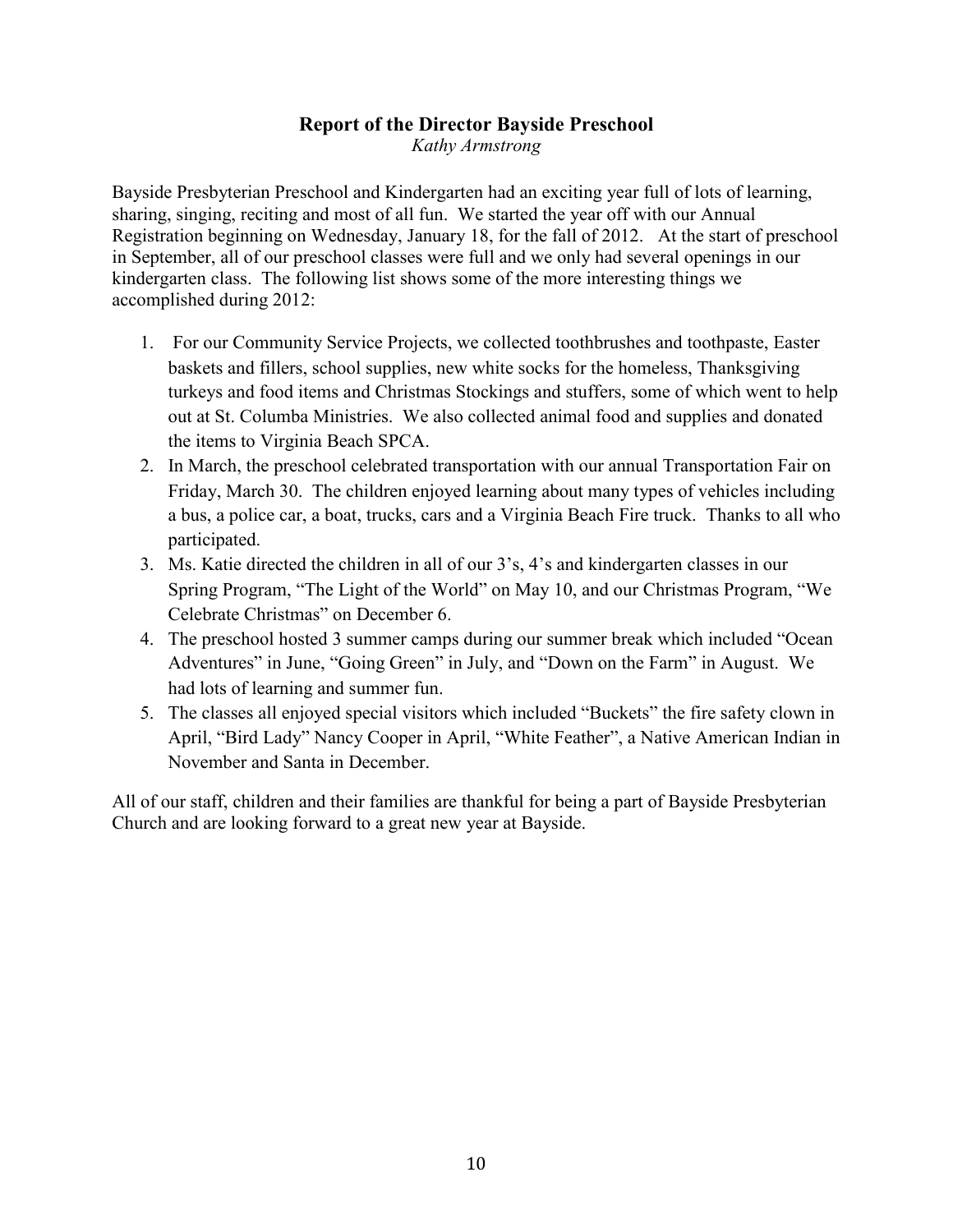## Report of the Director Bayside Preschool

*Kathy Armstrong*

Bayside Presbyterian Preschool and Kindergarten had an exciting year full of lots of learning, sharing, singing, reciting and most of all fun. We started the year off with our Annual Registration beginning on Wednesday, January 18, for the fall of 2012. At the start of preschool in September, all of our preschool classes were full and we only had several openings in our kindergarten class. The following list shows some of the more interesting things we accomplished during 2012:

1. For our Community Service Projects, we collected toothbrushes and toothpaste, Easter baskets and fillers, school supplies, new white socks for the homeless, Thanksgiving turkeys and food items and Christmas Stockings and stuffers, some of which went to help out at St. Columba Ministries. We also collected animal food and supplies and donated the items to Virginia Beach SPCA.
2. In March, the preschool celebrated transportation with our annual Transportation Fair on Friday, March 30. The children enjoyed learning about many types of vehicles including a bus, a police car, a boat, trucks, cars and a Virginia Beach Fire truck. Thanks to all who participated.
3. Ms. Katie directed the children in all of our 3's, 4's and kindergarten classes in our Spring Program, "The Light of the World" on May 10, and our Christmas Program, "We Celebrate Christmas" on December 6.
4. The preschool hosted 3 summer camps during our summer break which included "Ocean Adventures" in June, "Going Green" in July, and "Down on the Farm" in August. We had lots of learning and summer fun.
5. The classes all enjoyed special visitors which included "Buckets" the fire safety clown in April, "Bird Lady" Nancy Cooper in April, "White Feather", a Native American Indian in November and Santa in December.

All of our staff, children and their families are thankful for being a part of Bayside Presbyterian Church and are looking forward to a great new year at Bayside.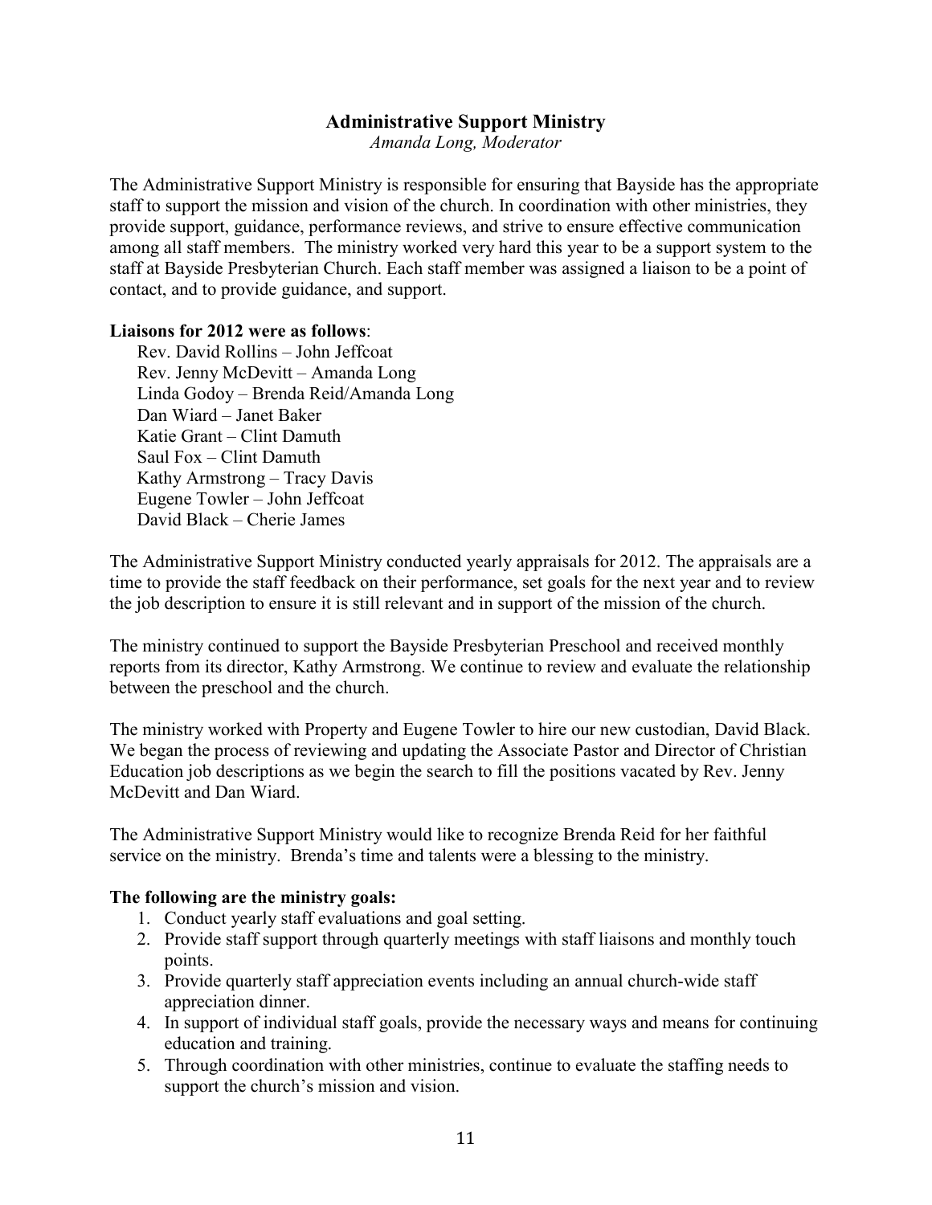## Administrative Support Ministry

*Amanda Long, Moderator*

The Administrative Support Ministry is responsible for ensuring that Bayside has the appropriate staff to support the mission and vision of the church. In coordination with other ministries, they provide support, guidance, performance reviews, and strive to ensure effective communication among all staff members. The ministry worked very hard this year to be a support system to the staff at Bayside Presbyterian Church. Each staff member was assigned a liaison to be a point of contact, and to provide guidance, and support.

**Liaisons for 2012 were as follows**:

Rev. David Rollins – John Jeffcoat
Rev. Jenny McDevitt – Amanda Long
Linda Godoy – Brenda Reid/Amanda Long
Dan Wiard – Janet Baker
Katie Grant – Clint Damuth
Saul Fox – Clint Damuth
Kathy Armstrong – Tracy Davis
Eugene Towler – John Jeffcoat
David Black – Cherie James

The Administrative Support Ministry conducted yearly appraisals for 2012. The appraisals are a time to provide the staff feedback on their performance, set goals for the next year and to review the job description to ensure it is still relevant and in support of the mission of the church.

The ministry continued to support the Bayside Presbyterian Preschool and received monthly reports from its director, Kathy Armstrong. We continue to review and evaluate the relationship between the preschool and the church.

The ministry worked with Property and Eugene Towler to hire our new custodian, David Black. We began the process of reviewing and updating the Associate Pastor and Director of Christian Education job descriptions as we begin the search to fill the positions vacated by Rev. Jenny McDevitt and Dan Wiard.

The Administrative Support Ministry would like to recognize Brenda Reid for her faithful service on the ministry. Brenda's time and talents were a blessing to the ministry.

**The following are the ministry goals:**

1. Conduct yearly staff evaluations and goal setting.
2. Provide staff support through quarterly meetings with staff liaisons and monthly touch points.
3. Provide quarterly staff appreciation events including an annual church-wide staff appreciation dinner.
4. In support of individual staff goals, provide the necessary ways and means for continuing education and training.
5. Through coordination with other ministries, continue to evaluate the staffing needs to support the church's mission and vision.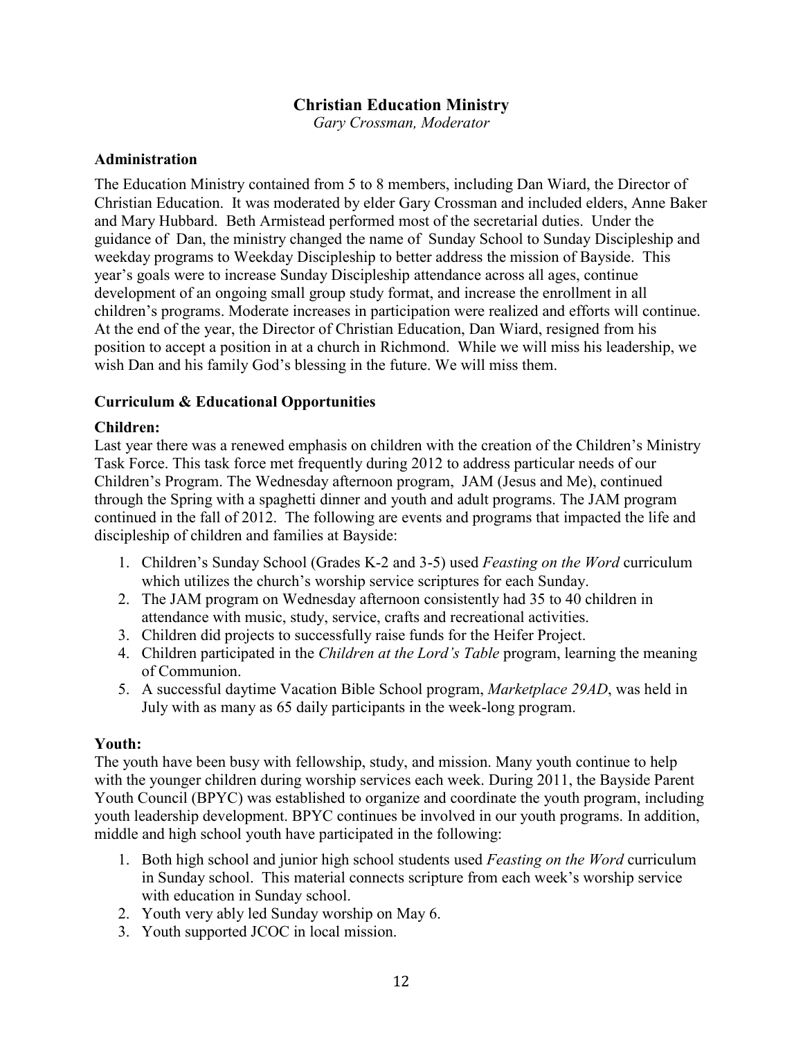## Christian Education Ministry

*Gary Crossman, Moderator*

### Administration

The Education Ministry contained from 5 to 8 members, including Dan Wiard, the Director of Christian Education. It was moderated by elder Gary Crossman and included elders, Anne Baker and Mary Hubbard. Beth Armistead performed most of the secretarial duties. Under the guidance of Dan, the ministry changed the name of Sunday School to Sunday Discipleship and weekday programs to Weekday Discipleship to better address the mission of Bayside. This year's goals were to increase Sunday Discipleship attendance across all ages, continue development of an ongoing small group study format, and increase the enrollment in all children's programs. Moderate increases in participation were realized and efforts will continue. At the end of the year, the Director of Christian Education, Dan Wiard, resigned from his position to accept a position in at a church in Richmond. While we will miss his leadership, we wish Dan and his family God's blessing in the future. We will miss them.

### Curriculum & Educational Opportunities

#### Children:

Last year there was a renewed emphasis on children with the creation of the Children's Ministry Task Force. This task force met frequently during 2012 to address particular needs of our Children's Program. The Wednesday afternoon program, JAM (Jesus and Me), continued through the Spring with a spaghetti dinner and youth and adult programs. The JAM program continued in the fall of 2012. The following are events and programs that impacted the life and discipleship of children and families at Bayside:

1. Children's Sunday School (Grades K-2 and 3-5) used *Feasting on the Word* curriculum which utilizes the church's worship service scriptures for each Sunday.
2. The JAM program on Wednesday afternoon consistently had 35 to 40 children in attendance with music, study, service, crafts and recreational activities.
3. Children did projects to successfully raise funds for the Heifer Project.
4. Children participated in the *Children at the Lord's Table* program, learning the meaning of Communion.
5. A successful daytime Vacation Bible School program, *Marketplace 29AD*, was held in July with as many as 65 daily participants in the week-long program.

#### Youth:

The youth have been busy with fellowship, study, and mission. Many youth continue to help with the younger children during worship services each week. During 2011, the Bayside Parent Youth Council (BPYC) was established to organize and coordinate the youth program, including youth leadership development. BPYC continues be involved in our youth programs. In addition, middle and high school youth have participated in the following:

1. Both high school and junior high school students used *Feasting on the Word* curriculum in Sunday school. This material connects scripture from each week's worship service with education in Sunday school.
2. Youth very ably led Sunday worship on May 6.
3. Youth supported JCOC in local mission.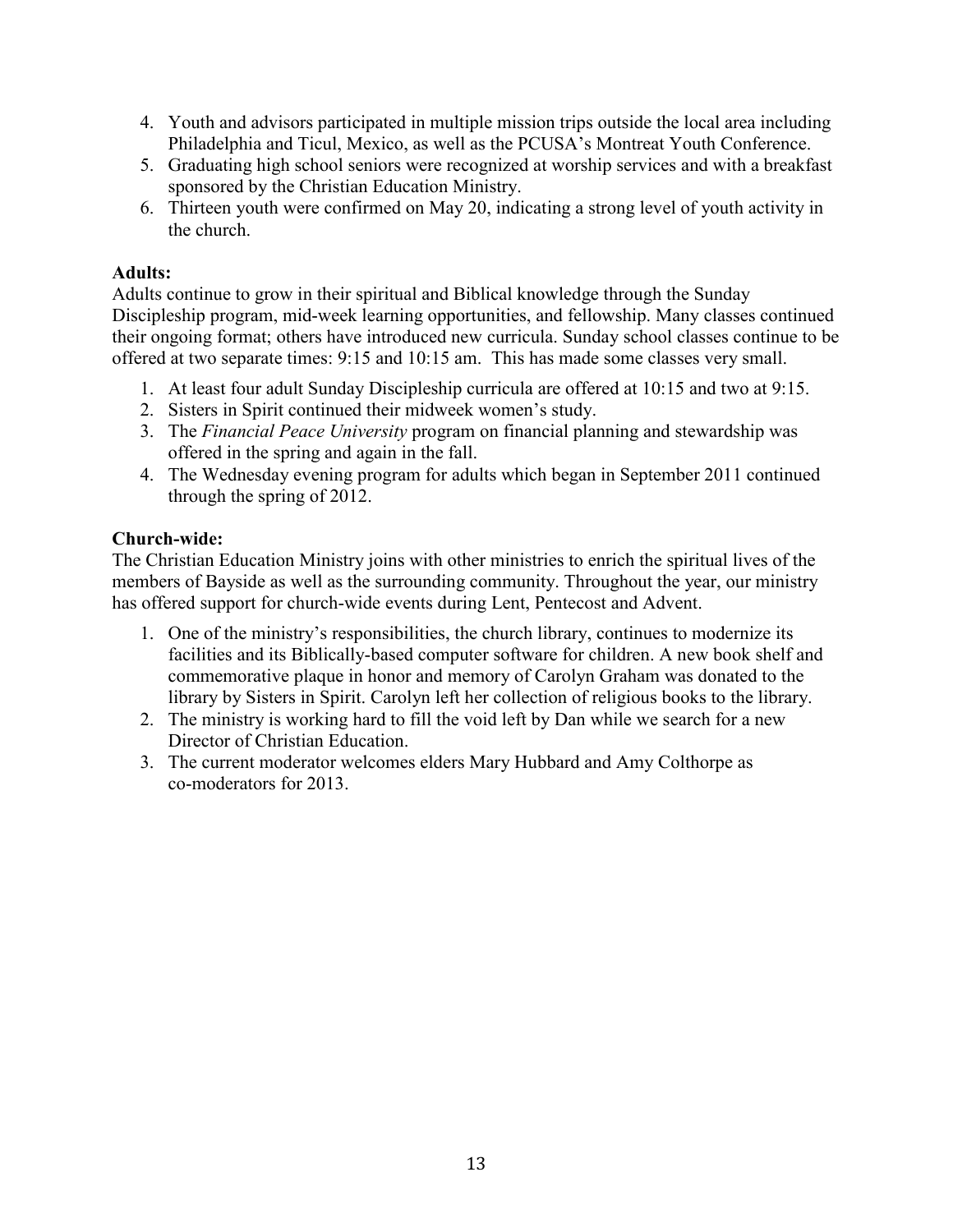4. Youth and advisors participated in multiple mission trips outside the local area including Philadelphia and Ticul, Mexico, as well as the PCUSA's Montreat Youth Conference.
5. Graduating high school seniors were recognized at worship services and with a breakfast sponsored by the Christian Education Ministry.
6. Thirteen youth were confirmed on May 20, indicating a strong level of youth activity in the church.

**Adults:**

Adults continue to grow in their spiritual and Biblical knowledge through the Sunday Discipleship program, mid-week learning opportunities, and fellowship. Many classes continued their ongoing format; others have introduced new curricula. Sunday school classes continue to be offered at two separate times: 9:15 and 10:15 am. This has made some classes very small.

1. At least four adult Sunday Discipleship curricula are offered at 10:15 and two at 9:15.
2. Sisters in Spirit continued their midweek women's study.
3. The *Financial Peace University* program on financial planning and stewardship was offered in the spring and again in the fall.
4. The Wednesday evening program for adults which began in September 2011 continued through the spring of 2012.

**Church-wide:**

The Christian Education Ministry joins with other ministries to enrich the spiritual lives of the members of Bayside as well as the surrounding community. Throughout the year, our ministry has offered support for church-wide events during Lent, Pentecost and Advent.

1. One of the ministry's responsibilities, the church library, continues to modernize its facilities and its Biblically-based computer software for children. A new book shelf and commemorative plaque in honor and memory of Carolyn Graham was donated to the library by Sisters in Spirit. Carolyn left her collection of religious books to the library.
2. The ministry is working hard to fill the void left by Dan while we search for a new Director of Christian Education.
3. The current moderator welcomes elders Mary Hubbard and Amy Colthorpe as co-moderators for 2013.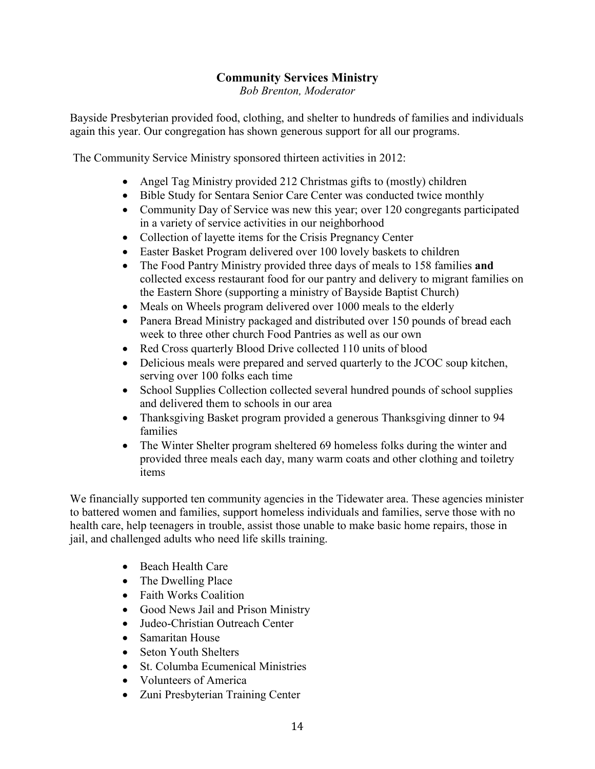## Community Services Ministry

*Bob Brenton, Moderator*

Bayside Presbyterian provided food, clothing, and shelter to hundreds of families and individuals again this year. Our congregation has shown generous support for all our programs.

The Community Service Ministry sponsored thirteen activities in 2012:

- Angel Tag Ministry provided 212 Christmas gifts to (mostly) children
- Bible Study for Sentara Senior Care Center was conducted twice monthly
- Community Day of Service was new this year; over 120 congregants participated in a variety of service activities in our neighborhood
- Collection of layette items for the Crisis Pregnancy Center
- Easter Basket Program delivered over 100 lovely baskets to children
- The Food Pantry Ministry provided three days of meals to 158 families **and** collected excess restaurant food for our pantry and delivery to migrant families on the Eastern Shore (supporting a ministry of Bayside Baptist Church)
- Meals on Wheels program delivered over 1000 meals to the elderly
- Panera Bread Ministry packaged and distributed over 150 pounds of bread each week to three other church Food Pantries as well as our own
- Red Cross quarterly Blood Drive collected 110 units of blood
- Delicious meals were prepared and served quarterly to the JCOC soup kitchen, serving over 100 folks each time
- School Supplies Collection collected several hundred pounds of school supplies and delivered them to schools in our area
- Thanksgiving Basket program provided a generous Thanksgiving dinner to 94 families
- The Winter Shelter program sheltered 69 homeless folks during the winter and provided three meals each day, many warm coats and other clothing and toiletry items

We financially supported ten community agencies in the Tidewater area. These agencies minister to battered women and families, support homeless individuals and families, serve those with no health care, help teenagers in trouble, assist those unable to make basic home repairs, those in jail, and challenged adults who need life skills training.

- Beach Health Care
- The Dwelling Place
- Faith Works Coalition
- Good News Jail and Prison Ministry
- Judeo-Christian Outreach Center
- Samaritan House
- Seton Youth Shelters
- St. Columba Ecumenical Ministries
- Volunteers of America
- Zuni Presbyterian Training Center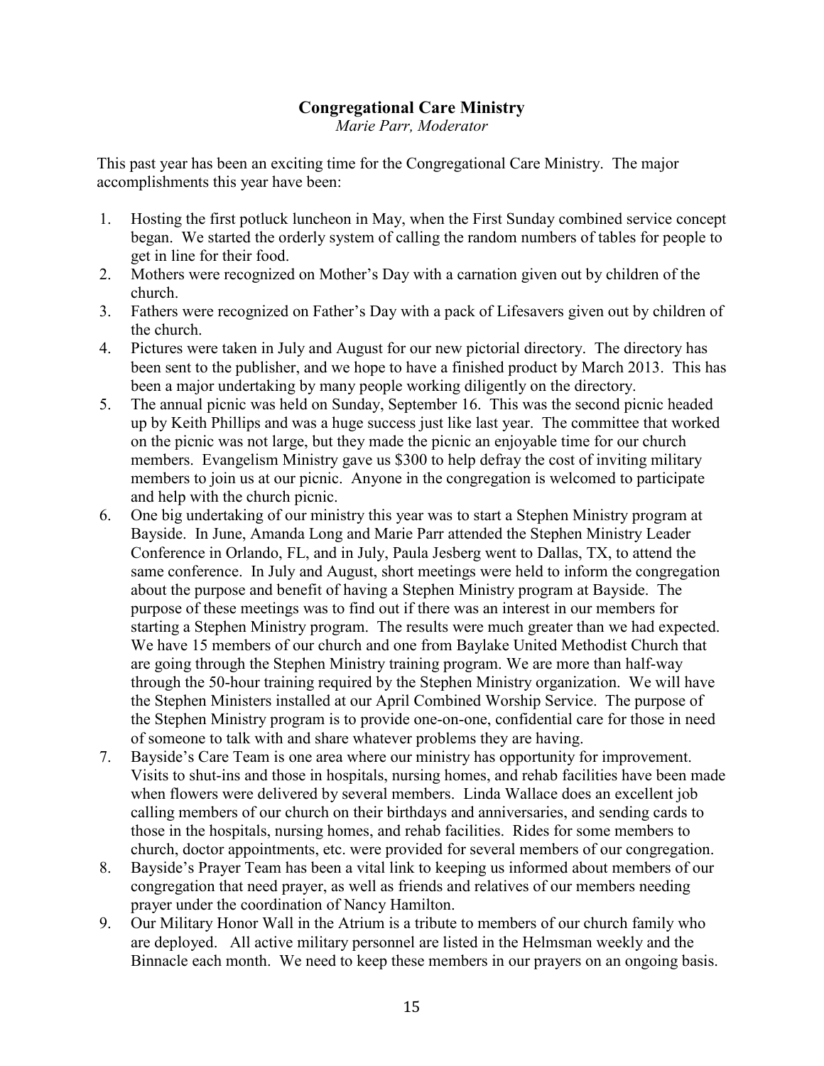## Congregational Care Ministry

*Marie Parr, Moderator*

This past year has been an exciting time for the Congregational Care Ministry. The major accomplishments this year have been:

1. Hosting the first potluck luncheon in May, when the First Sunday combined service concept began. We started the orderly system of calling the random numbers of tables for people to get in line for their food.
2. Mothers were recognized on Mother's Day with a carnation given out by children of the church.
3. Fathers were recognized on Father's Day with a pack of Lifesavers given out by children of the church.
4. Pictures were taken in July and August for our new pictorial directory. The directory has been sent to the publisher, and we hope to have a finished product by March 2013. This has been a major undertaking by many people working diligently on the directory.
5. The annual picnic was held on Sunday, September 16. This was the second picnic headed up by Keith Phillips and was a huge success just like last year. The committee that worked on the picnic was not large, but they made the picnic an enjoyable time for our church members. Evangelism Ministry gave us $300 to help defray the cost of inviting military members to join us at our picnic. Anyone in the congregation is welcomed to participate and help with the church picnic.
6. One big undertaking of our ministry this year was to start a Stephen Ministry program at Bayside. In June, Amanda Long and Marie Parr attended the Stephen Ministry Leader Conference in Orlando, FL, and in July, Paula Jesberg went to Dallas, TX, to attend the same conference. In July and August, short meetings were held to inform the congregation about the purpose and benefit of having a Stephen Ministry program at Bayside. The purpose of these meetings was to find out if there was an interest in our members for starting a Stephen Ministry program. The results were much greater than we had expected. We have 15 members of our church and one from Baylake United Methodist Church that are going through the Stephen Ministry training program. We are more than half-way through the 50-hour training required by the Stephen Ministry organization. We will have the Stephen Ministers installed at our April Combined Worship Service. The purpose of the Stephen Ministry program is to provide one-on-one, confidential care for those in need of someone to talk with and share whatever problems they are having.
7. Bayside's Care Team is one area where our ministry has opportunity for improvement. Visits to shut-ins and those in hospitals, nursing homes, and rehab facilities have been made when flowers were delivered by several members. Linda Wallace does an excellent job calling members of our church on their birthdays and anniversaries, and sending cards to those in the hospitals, nursing homes, and rehab facilities. Rides for some members to church, doctor appointments, etc. were provided for several members of our congregation.
8. Bayside's Prayer Team has been a vital link to keeping us informed about members of our congregation that need prayer, as well as friends and relatives of our members needing prayer under the coordination of Nancy Hamilton.
9. Our Military Honor Wall in the Atrium is a tribute to members of our church family who are deployed. All active military personnel are listed in the Helmsman weekly and the Binnacle each month. We need to keep these members in our prayers on an ongoing basis.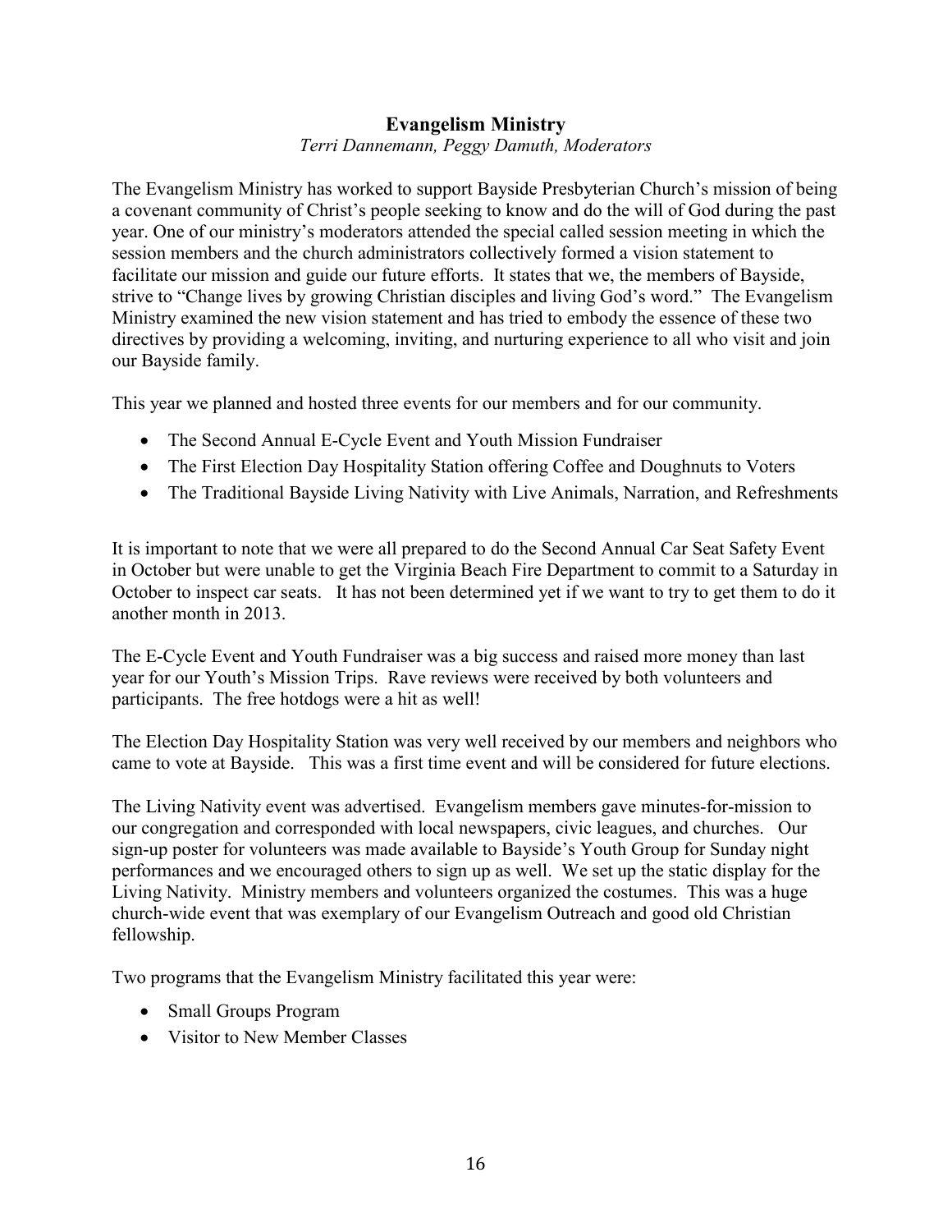## Evangelism Ministry

*Terri Dannemann, Peggy Damuth, Moderators*

The Evangelism Ministry has worked to support Bayside Presbyterian Church's mission of being a covenant community of Christ's people seeking to know and do the will of God during the past year. One of our ministry's moderators attended the special called session meeting in which the session members and the church administrators collectively formed a vision statement to facilitate our mission and guide our future efforts. It states that we, the members of Bayside, strive to "Change lives by growing Christian disciples and living God's word." The Evangelism Ministry examined the new vision statement and has tried to embody the essence of these two directives by providing a welcoming, inviting, and nurturing experience to all who visit and join our Bayside family.

This year we planned and hosted three events for our members and for our community.

- The Second Annual E-Cycle Event and Youth Mission Fundraiser
- The First Election Day Hospitality Station offering Coffee and Doughnuts to Voters
- The Traditional Bayside Living Nativity with Live Animals, Narration, and Refreshments

It is important to note that we were all prepared to do the Second Annual Car Seat Safety Event in October but were unable to get the Virginia Beach Fire Department to commit to a Saturday in October to inspect car seats. It has not been determined yet if we want to try to get them to do it another month in 2013.

The E-Cycle Event and Youth Fundraiser was a big success and raised more money than last year for our Youth's Mission Trips. Rave reviews were received by both volunteers and participants. The free hotdogs were a hit as well!

The Election Day Hospitality Station was very well received by our members and neighbors who came to vote at Bayside. This was a first time event and will be considered for future elections.

The Living Nativity event was advertised. Evangelism members gave minutes-for-mission to our congregation and corresponded with local newspapers, civic leagues, and churches. Our sign-up poster for volunteers was made available to Bayside's Youth Group for Sunday night performances and we encouraged others to sign up as well. We set up the static display for the Living Nativity. Ministry members and volunteers organized the costumes. This was a huge church-wide event that was exemplary of our Evangelism Outreach and good old Christian fellowship.

Two programs that the Evangelism Ministry facilitated this year were:

- Small Groups Program
- Visitor to New Member Classes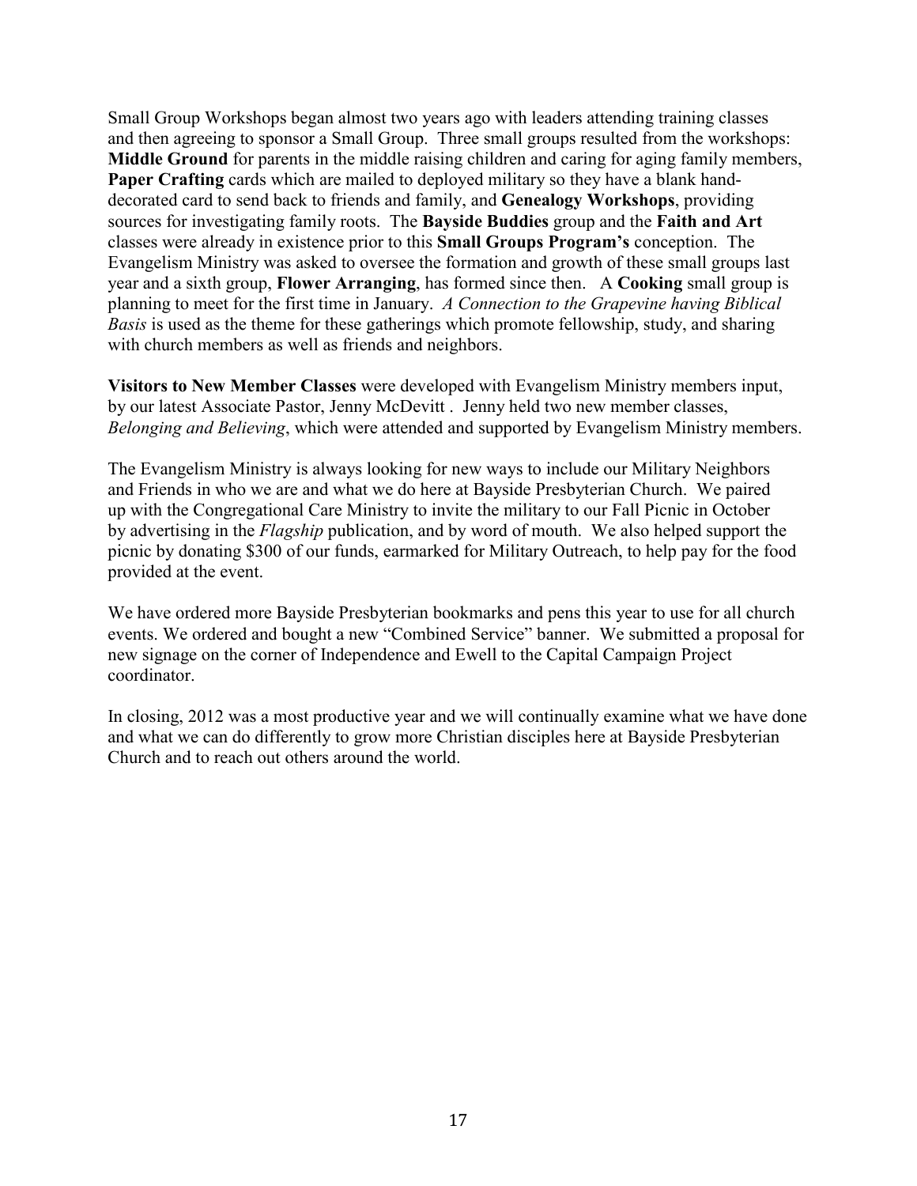Small Group Workshops began almost two years ago with leaders attending training classes and then agreeing to sponsor a Small Group. Three small groups resulted from the workshops: **Middle Ground** for parents in the middle raising children and caring for aging family members, **Paper Crafting** cards which are mailed to deployed military so they have a blank hand-decorated card to send back to friends and family, and **Genealogy Workshops**, providing sources for investigating family roots. The **Bayside Buddies** group and the **Faith and Art** classes were already in existence prior to this **Small Groups Program's** conception. The Evangelism Ministry was asked to oversee the formation and growth of these small groups last year and a sixth group, **Flower Arranging**, has formed since then. A **Cooking** small group is planning to meet for the first time in January. *A Connection to the Grapevine having Biblical Basis* is used as the theme for these gatherings which promote fellowship, study, and sharing with church members as well as friends and neighbors.

**Visitors to New Member Classes** were developed with Evangelism Ministry members input, by our latest Associate Pastor, Jenny McDevitt . Jenny held two new member classes, *Belonging and Believing*, which were attended and supported by Evangelism Ministry members.

The Evangelism Ministry is always looking for new ways to include our Military Neighbors and Friends in who we are and what we do here at Bayside Presbyterian Church. We paired up with the Congregational Care Ministry to invite the military to our Fall Picnic in October by advertising in the *Flagship* publication, and by word of mouth. We also helped support the picnic by donating $300 of our funds, earmarked for Military Outreach, to help pay for the food provided at the event.

We have ordered more Bayside Presbyterian bookmarks and pens this year to use for all church events. We ordered and bought a new "Combined Service" banner. We submitted a proposal for new signage on the corner of Independence and Ewell to the Capital Campaign Project coordinator.

In closing, 2012 was a most productive year and we will continually examine what we have done and what we can do differently to grow more Christian disciples here at Bayside Presbyterian Church and to reach out others around the world.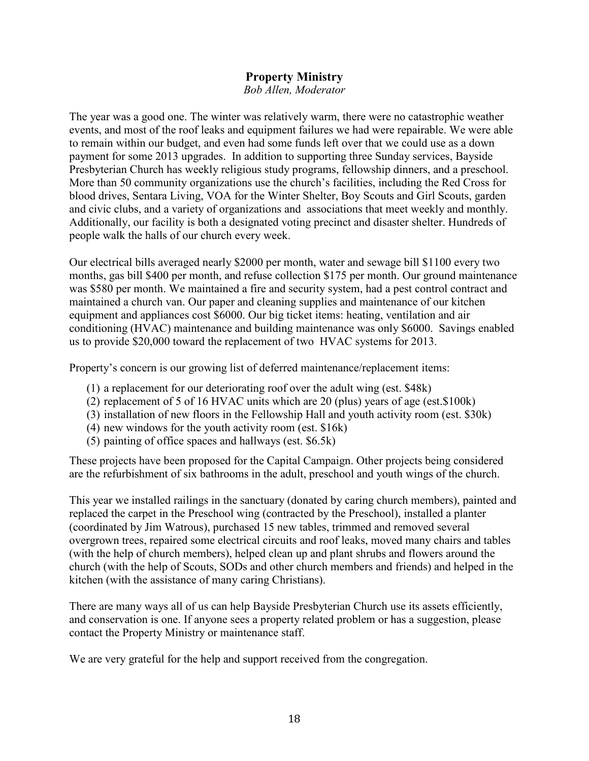## Property Ministry

*Bob Allen, Moderator*

The year was a good one. The winter was relatively warm, there were no catastrophic weather events, and most of the roof leaks and equipment failures we had were repairable. We were able to remain within our budget, and even had some funds left over that we could use as a down payment for some 2013 upgrades. In addition to supporting three Sunday services, Bayside Presbyterian Church has weekly religious study programs, fellowship dinners, and a preschool. More than 50 community organizations use the church's facilities, including the Red Cross for blood drives, Sentara Living, VOA for the Winter Shelter, Boy Scouts and Girl Scouts, garden and civic clubs, and a variety of organizations and associations that meet weekly and monthly. Additionally, our facility is both a designated voting precinct and disaster shelter. Hundreds of people walk the halls of our church every week.

Our electrical bills averaged nearly $2000 per month, water and sewage bill $1100 every two months, gas bill $400 per month, and refuse collection $175 per month. Our ground maintenance was $580 per month. We maintained a fire and security system, had a pest control contract and maintained a church van. Our paper and cleaning supplies and maintenance of our kitchen equipment and appliances cost $6000. Our big ticket items: heating, ventilation and air conditioning (HVAC) maintenance and building maintenance was only $6000. Savings enabled us to provide $20,000 toward the replacement of two HVAC systems for 2013.

Property's concern is our growing list of deferred maintenance/replacement items:

(1) a replacement for our deteriorating roof over the adult wing (est. $48k)
(2) replacement of 5 of 16 HVAC units which are 20 (plus) years of age (est.$100k)
(3) installation of new floors in the Fellowship Hall and youth activity room (est. $30k)
(4) new windows for the youth activity room (est. $16k)
(5) painting of office spaces and hallways (est. $6.5k)

These projects have been proposed for the Capital Campaign. Other projects being considered are the refurbishment of six bathrooms in the adult, preschool and youth wings of the church.

This year we installed railings in the sanctuary (donated by caring church members), painted and replaced the carpet in the Preschool wing (contracted by the Preschool), installed a planter (coordinated by Jim Watrous), purchased 15 new tables, trimmed and removed several overgrown trees, repaired some electrical circuits and roof leaks, moved many chairs and tables (with the help of church members), helped clean up and plant shrubs and flowers around the church (with the help of Scouts, SODs and other church members and friends) and helped in the kitchen (with the assistance of many caring Christians).

There are many ways all of us can help Bayside Presbyterian Church use its assets efficiently, and conservation is one. If anyone sees a property related problem or has a suggestion, please contact the Property Ministry or maintenance staff.

We are very grateful for the help and support received from the congregation.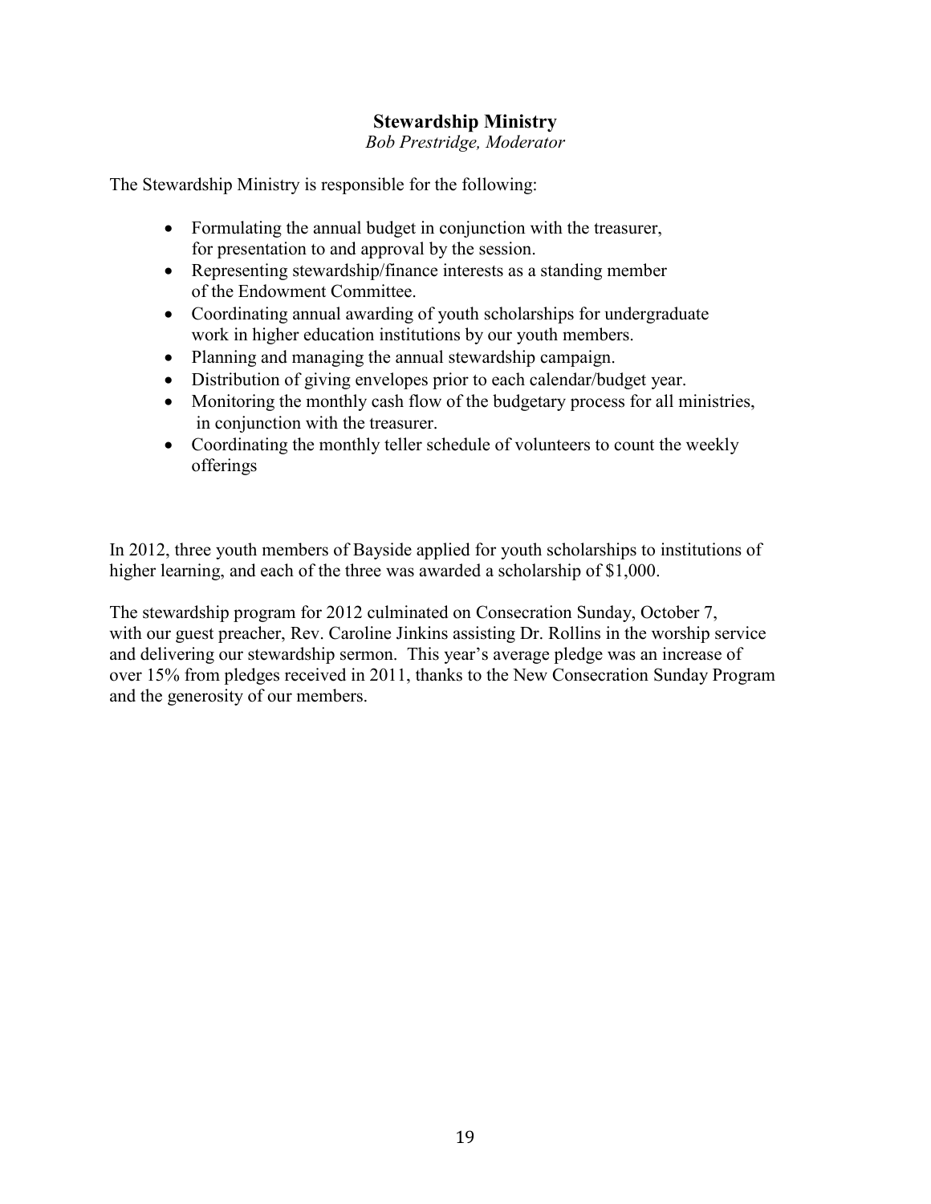## Stewardship Ministry

*Bob Prestridge, Moderator*

The Stewardship Ministry is responsible for the following:

- Formulating the annual budget in conjunction with the treasurer, for presentation to and approval by the session.
- Representing stewardship/finance interests as a standing member of the Endowment Committee.
- Coordinating annual awarding of youth scholarships for undergraduate work in higher education institutions by our youth members.
- Planning and managing the annual stewardship campaign.
- Distribution of giving envelopes prior to each calendar/budget year.
- Monitoring the monthly cash flow of the budgetary process for all ministries, in conjunction with the treasurer.
- Coordinating the monthly teller schedule of volunteers to count the weekly offerings

In 2012, three youth members of Bayside applied for youth scholarships to institutions of higher learning, and each of the three was awarded a scholarship of $1,000.

The stewardship program for 2012 culminated on Consecration Sunday, October 7, with our guest preacher, Rev. Caroline Jinkins assisting Dr. Rollins in the worship service and delivering our stewardship sermon. This year's average pledge was an increase of over 15% from pledges received in 2011, thanks to the New Consecration Sunday Program and the generosity of our members.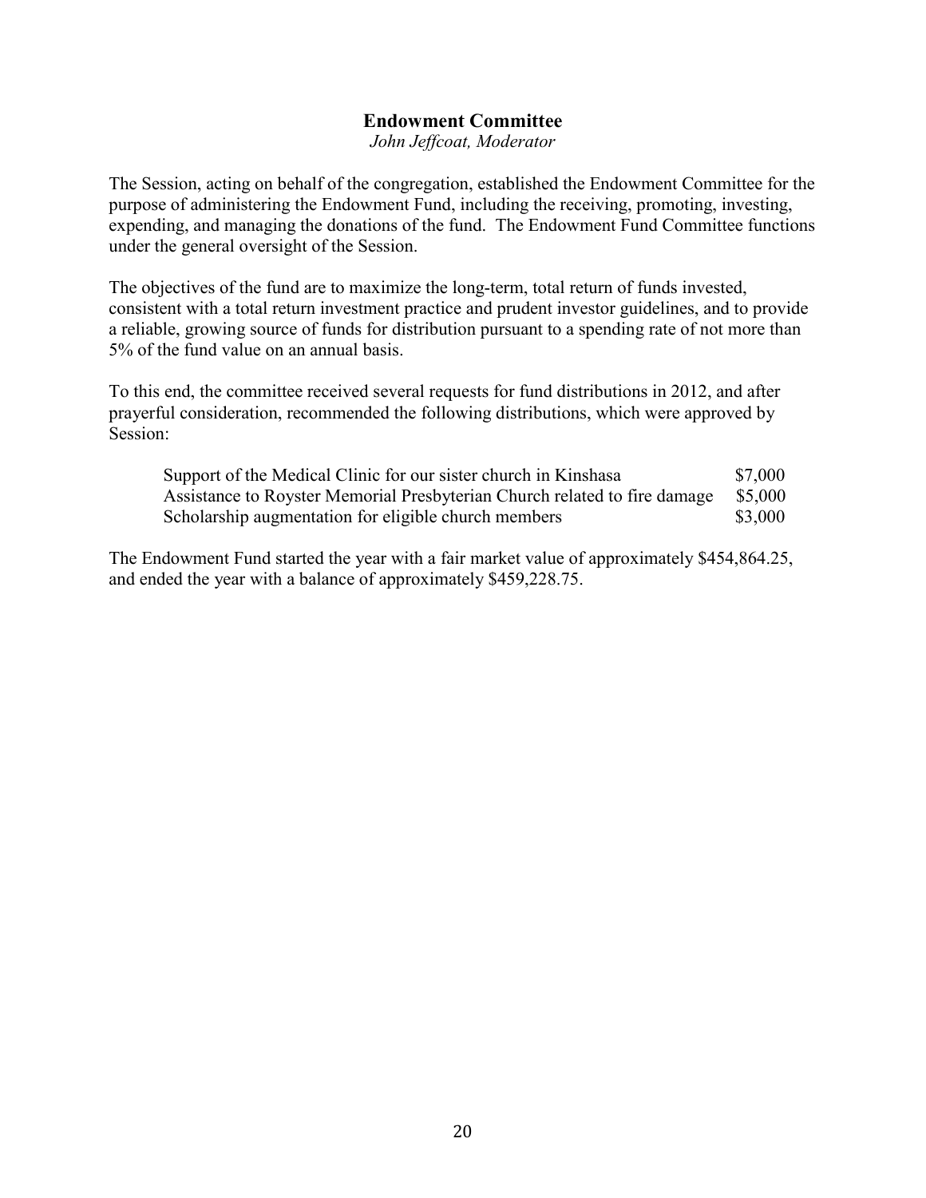## Endowment Committee

*John Jeffcoat, Moderator*

The Session, acting on behalf of the congregation, established the Endowment Committee for the purpose of administering the Endowment Fund, including the receiving, promoting, investing, expending, and managing the donations of the fund. The Endowment Fund Committee functions under the general oversight of the Session.

The objectives of the fund are to maximize the long-term, total return of funds invested, consistent with a total return investment practice and prudent investor guidelines, and to provide a reliable, growing source of funds for distribution pursuant to a spending rate of not more than 5% of the fund value on an annual basis.

To this end, the committee received several requests for fund distributions in 2012, and after prayerful consideration, recommended the following distributions, which were approved by Session:

| Distribution | Amount |
|---|---|
| Support of the Medical Clinic for our sister church in Kinshasa | $7,000 |
| Assistance to Royster Memorial Presbyterian Church related to fire damage | $5,000 |
| Scholarship augmentation for eligible church members | $3,000 |

The Endowment Fund started the year with a fair market value of approximately $454,864.25, and ended the year with a balance of approximately $459,228.75.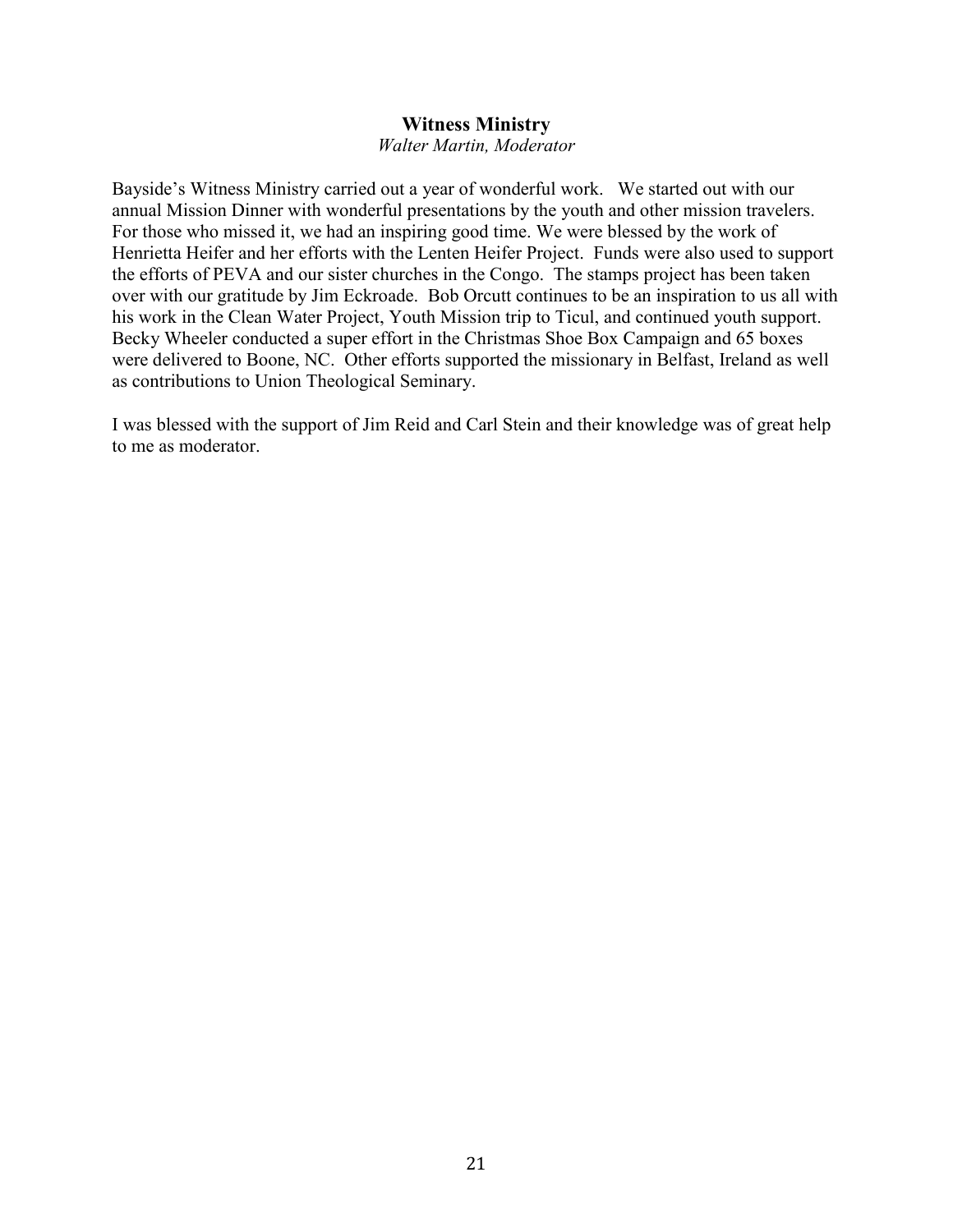## Witness Ministry

*Walter Martin, Moderator*

Bayside's Witness Ministry carried out a year of wonderful work. We started out with our annual Mission Dinner with wonderful presentations by the youth and other mission travelers. For those who missed it, we had an inspiring good time. We were blessed by the work of Henrietta Heifer and her efforts with the Lenten Heifer Project. Funds were also used to support the efforts of PEVA and our sister churches in the Congo. The stamps project has been taken over with our gratitude by Jim Eckroade. Bob Orcutt continues to be an inspiration to us all with his work in the Clean Water Project, Youth Mission trip to Ticul, and continued youth support. Becky Wheeler conducted a super effort in the Christmas Shoe Box Campaign and 65 boxes were delivered to Boone, NC. Other efforts supported the missionary in Belfast, Ireland as well as contributions to Union Theological Seminary.

I was blessed with the support of Jim Reid and Carl Stein and their knowledge was of great help to me as moderator.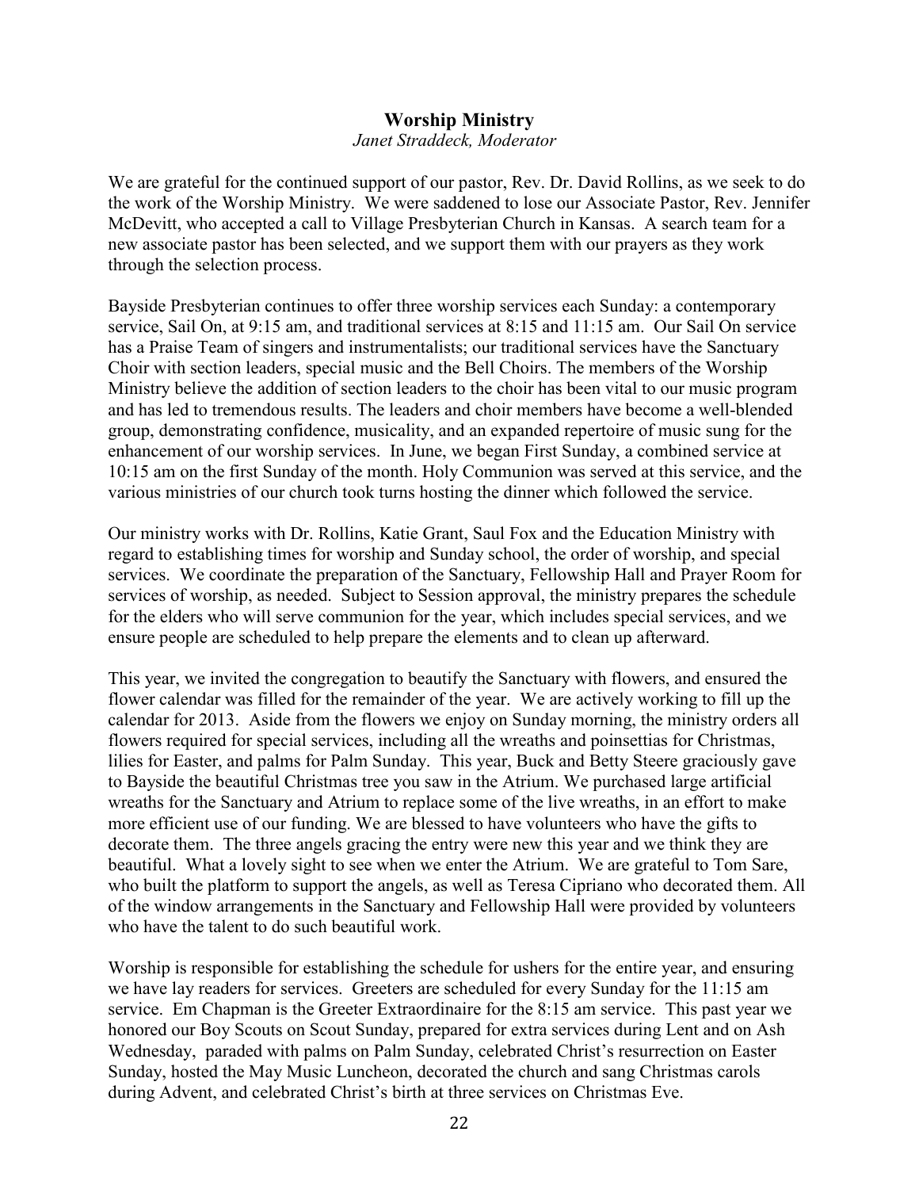## Worship Ministry

*Janet Straddeck, Moderator*

We are grateful for the continued support of our pastor, Rev. Dr. David Rollins, as we seek to do the work of the Worship Ministry. We were saddened to lose our Associate Pastor, Rev. Jennifer McDevitt, who accepted a call to Village Presbyterian Church in Kansas. A search team for a new associate pastor has been selected, and we support them with our prayers as they work through the selection process.

Bayside Presbyterian continues to offer three worship services each Sunday: a contemporary service, Sail On, at 9:15 am, and traditional services at 8:15 and 11:15 am. Our Sail On service has a Praise Team of singers and instrumentalists; our traditional services have the Sanctuary Choir with section leaders, special music and the Bell Choirs. The members of the Worship Ministry believe the addition of section leaders to the choir has been vital to our music program and has led to tremendous results. The leaders and choir members have become a well-blended group, demonstrating confidence, musicality, and an expanded repertoire of music sung for the enhancement of our worship services. In June, we began First Sunday, a combined service at 10:15 am on the first Sunday of the month. Holy Communion was served at this service, and the various ministries of our church took turns hosting the dinner which followed the service.

Our ministry works with Dr. Rollins, Katie Grant, Saul Fox and the Education Ministry with regard to establishing times for worship and Sunday school, the order of worship, and special services. We coordinate the preparation of the Sanctuary, Fellowship Hall and Prayer Room for services of worship, as needed. Subject to Session approval, the ministry prepares the schedule for the elders who will serve communion for the year, which includes special services, and we ensure people are scheduled to help prepare the elements and to clean up afterward.

This year, we invited the congregation to beautify the Sanctuary with flowers, and ensured the flower calendar was filled for the remainder of the year. We are actively working to fill up the calendar for 2013. Aside from the flowers we enjoy on Sunday morning, the ministry orders all flowers required for special services, including all the wreaths and poinsettias for Christmas, lilies for Easter, and palms for Palm Sunday. This year, Buck and Betty Steere graciously gave to Bayside the beautiful Christmas tree you saw in the Atrium. We purchased large artificial wreaths for the Sanctuary and Atrium to replace some of the live wreaths, in an effort to make more efficient use of our funding. We are blessed to have volunteers who have the gifts to decorate them. The three angels gracing the entry were new this year and we think they are beautiful. What a lovely sight to see when we enter the Atrium. We are grateful to Tom Sare, who built the platform to support the angels, as well as Teresa Cipriano who decorated them. All of the window arrangements in the Sanctuary and Fellowship Hall were provided by volunteers who have the talent to do such beautiful work.

Worship is responsible for establishing the schedule for ushers for the entire year, and ensuring we have lay readers for services. Greeters are scheduled for every Sunday for the 11:15 am service. Em Chapman is the Greeter Extraordinaire for the 8:15 am service. This past year we honored our Boy Scouts on Scout Sunday, prepared for extra services during Lent and on Ash Wednesday, paraded with palms on Palm Sunday, celebrated Christ's resurrection on Easter Sunday, hosted the May Music Luncheon, decorated the church and sang Christmas carols during Advent, and celebrated Christ's birth at three services on Christmas Eve.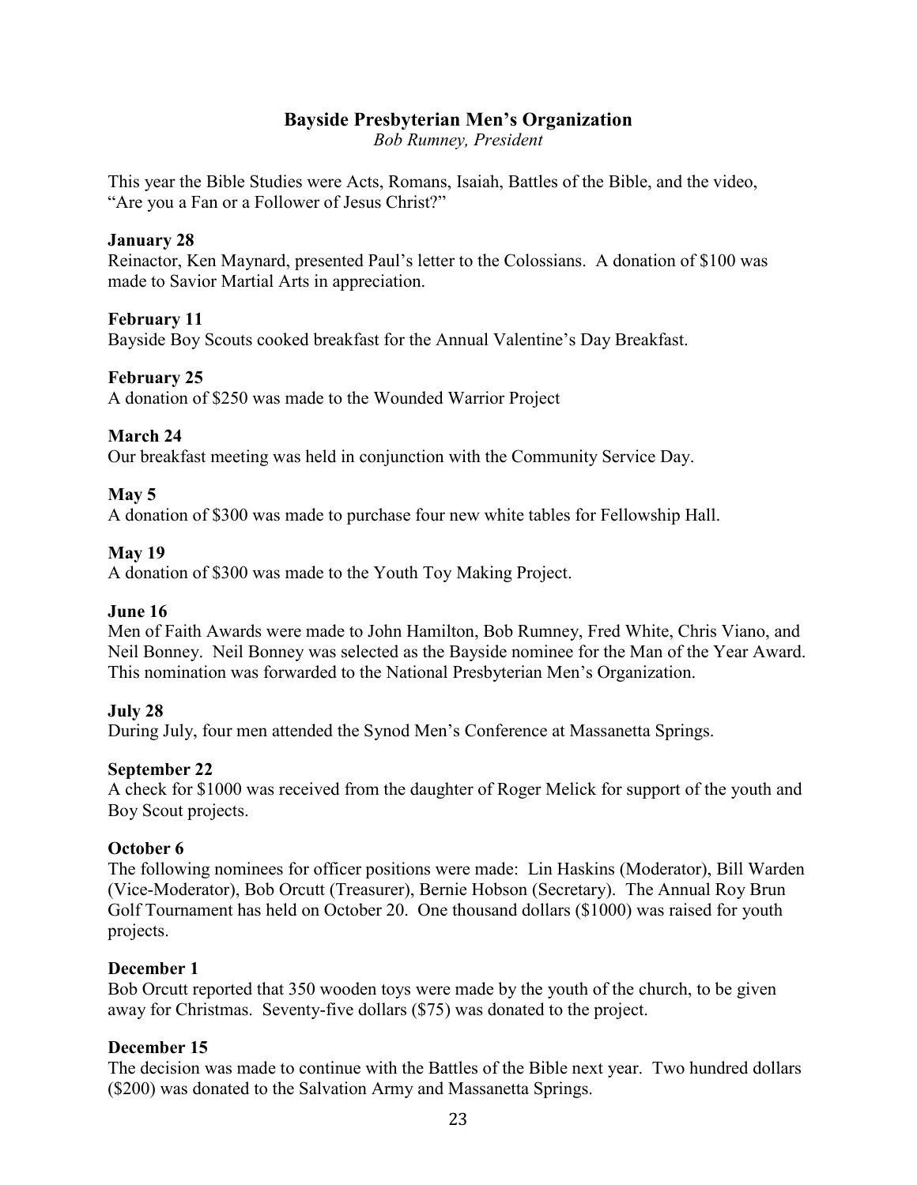## Bayside Presbyterian Men's Organization

*Bob Rumney, President*

This year the Bible Studies were Acts, Romans, Isaiah, Battles of the Bible, and the video, "Are you a Fan or a Follower of Jesus Christ?"

**January 28**
Reinactor, Ken Maynard, presented Paul's letter to the Colossians. A donation of $100 was made to Savior Martial Arts in appreciation.

**February 11**
Bayside Boy Scouts cooked breakfast for the Annual Valentine's Day Breakfast.

**February 25**
A donation of $250 was made to the Wounded Warrior Project

**March 24**
Our breakfast meeting was held in conjunction with the Community Service Day.

**May 5**
A donation of $300 was made to purchase four new white tables for Fellowship Hall.

**May 19**
A donation of $300 was made to the Youth Toy Making Project.

**June 16**
Men of Faith Awards were made to John Hamilton, Bob Rumney, Fred White, Chris Viano, and Neil Bonney. Neil Bonney was selected as the Bayside nominee for the Man of the Year Award. This nomination was forwarded to the National Presbyterian Men's Organization.

**July 28**
During July, four men attended the Synod Men's Conference at Massanetta Springs.

**September 22**
A check for $1000 was received from the daughter of Roger Melick for support of the youth and Boy Scout projects.

**October 6**
The following nominees for officer positions were made: Lin Haskins (Moderator), Bill Warden (Vice-Moderator), Bob Orcutt (Treasurer), Bernie Hobson (Secretary). The Annual Roy Brun Golf Tournament has held on October 20. One thousand dollars ($1000) was raised for youth projects.

**December 1**
Bob Orcutt reported that 350 wooden toys were made by the youth of the church, to be given away for Christmas. Seventy-five dollars ($75) was donated to the project.

**December 15**
The decision was made to continue with the Battles of the Bible next year. Two hundred dollars ($200) was donated to the Salvation Army and Massanetta Springs.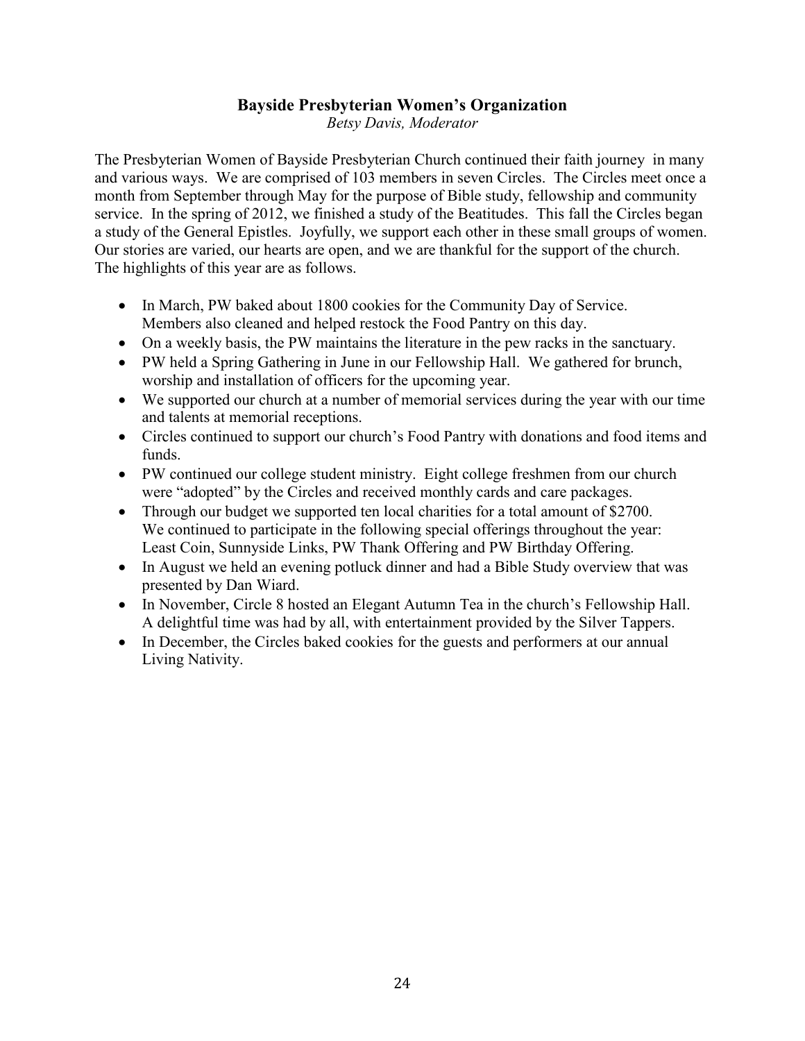## Bayside Presbyterian Women's Organization

*Betsy Davis, Moderator*

The Presbyterian Women of Bayside Presbyterian Church continued their faith journey in many and various ways. We are comprised of 103 members in seven Circles. The Circles meet once a month from September through May for the purpose of Bible study, fellowship and community service. In the spring of 2012, we finished a study of the Beatitudes. This fall the Circles began a study of the General Epistles. Joyfully, we support each other in these small groups of women. Our stories are varied, our hearts are open, and we are thankful for the support of the church. The highlights of this year are as follows.

- In March, PW baked about 1800 cookies for the Community Day of Service. Members also cleaned and helped restock the Food Pantry on this day.
- On a weekly basis, the PW maintains the literature in the pew racks in the sanctuary.
- PW held a Spring Gathering in June in our Fellowship Hall. We gathered for brunch, worship and installation of officers for the upcoming year.
- We supported our church at a number of memorial services during the year with our time and talents at memorial receptions.
- Circles continued to support our church's Food Pantry with donations and food items and funds.
- PW continued our college student ministry. Eight college freshmen from our church were "adopted" by the Circles and received monthly cards and care packages.
- Through our budget we supported ten local charities for a total amount of $2700. We continued to participate in the following special offerings throughout the year: Least Coin, Sunnyside Links, PW Thank Offering and PW Birthday Offering.
- In August we held an evening potluck dinner and had a Bible Study overview that was presented by Dan Wiard.
- In November, Circle 8 hosted an Elegant Autumn Tea in the church's Fellowship Hall. A delightful time was had by all, with entertainment provided by the Silver Tappers.
- In December, the Circles baked cookies for the guests and performers at our annual Living Nativity.